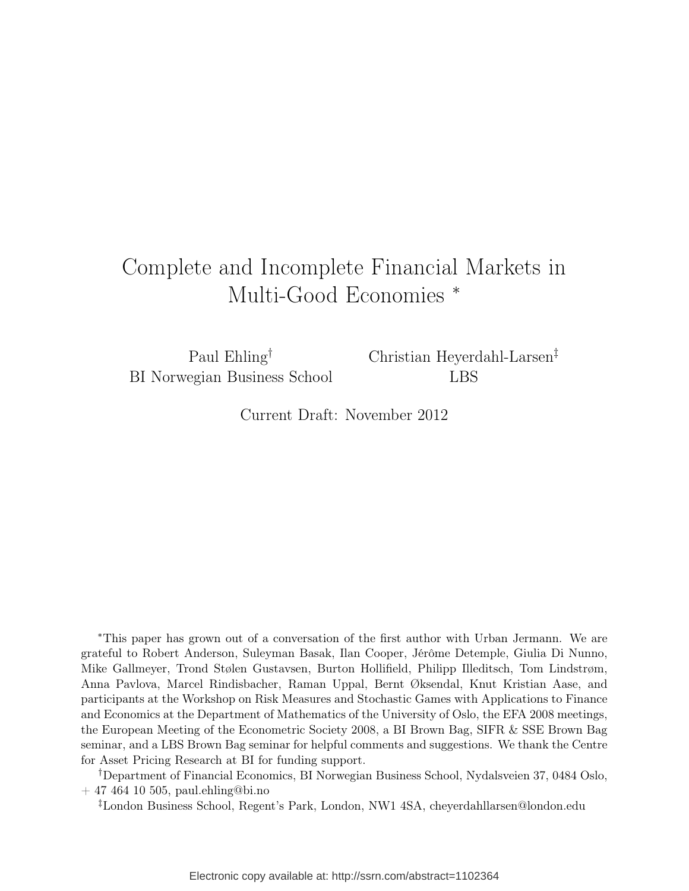# Complete and Incomplete Financial Markets in Multi-Good Economies [*]

Paul Ehling[†]
BI Norwegian Business School

Christian Heyerdahl-Larsen[‡]
LBS

Current Draft: November 2012

[*]This paper has grown out of a conversation of the first author with Urban Jermann. We are grateful to Robert Anderson, Suleyman Basak, Ilan Cooper, Jérôme Detemple, Giulia Di Nunno, Mike Gallmeyer, Trond Stølen Gustavsen, Burton Hollifield, Philipp Illeditsch, Tom Lindstrøm, Anna Pavlova, Marcel Rindisbacher, Raman Uppal, Bernt Øksendal, Knut Kristian Aase, and participants at the Workshop on Risk Measures and Stochastic Games with Applications to Finance and Economics at the Department of Mathematics of the University of Oslo, the EFA 2008 meetings, the European Meeting of the Econometric Society 2008, a BI Brown Bag, SIFR & SSE Brown Bag seminar, and a LBS Brown Bag seminar for helpful comments and suggestions. We thank the Centre for Asset Pricing Research at BI for funding support.

[†]Department of Financial Economics, BI Norwegian Business School, Nydalsveien 37, 0484 Oslo, + 47 464 10 505, paul.ehling@bi.no

[‡]London Business School, Regent's Park, London, NW1 4SA, cheyerdahllarsen@london.edu

Electronic copy available at: http://ssrn.com/abstract=1102364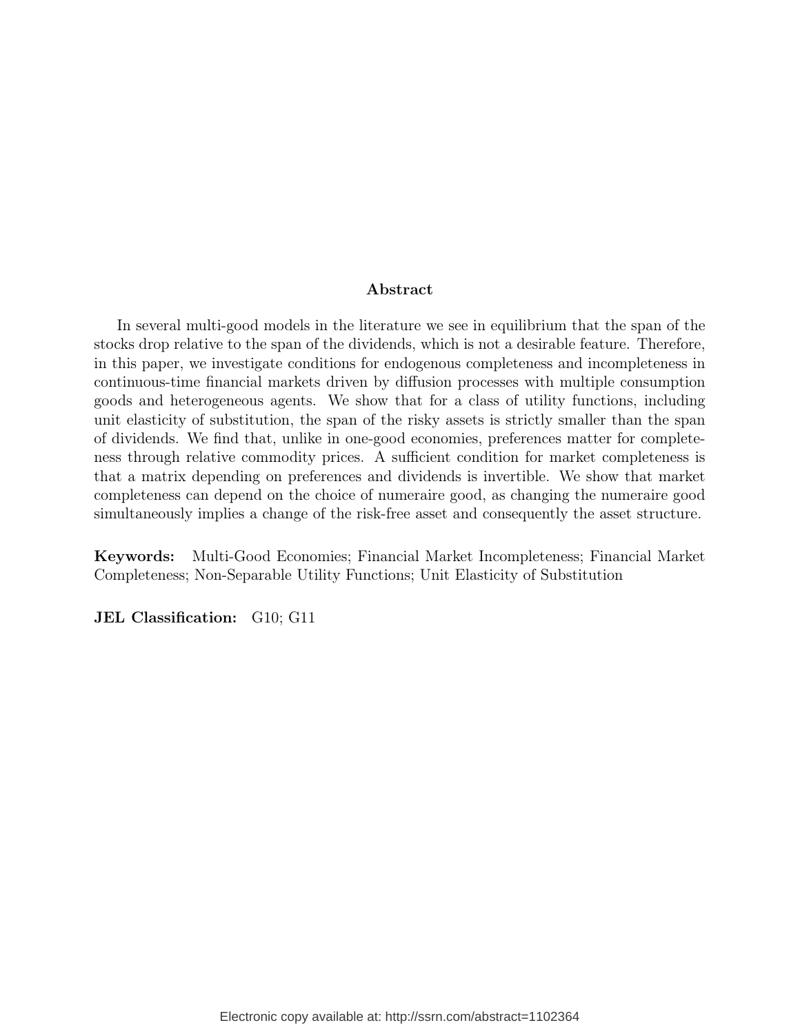## Abstract

In several multi-good models in the literature we see in equilibrium that the span of the stocks drop relative to the span of the dividends, which is not a desirable feature. Therefore, in this paper, we investigate conditions for endogenous completeness and incompleteness in continuous-time financial markets driven by diffusion processes with multiple consumption goods and heterogeneous agents. We show that for a class of utility functions, including unit elasticity of substitution, the span of the risky assets is strictly smaller than the span of dividends. We find that, unlike in one-good economies, preferences matter for completeness through relative commodity prices. A sufficient condition for market completeness is that a matrix depending on preferences and dividends is invertible. We show that market completeness can depend on the choice of numeraire good, as changing the numeraire good simultaneously implies a change of the risk-free asset and consequently the asset structure.

**Keywords:** Multi-Good Economies; Financial Market Incompleteness; Financial Market Completeness; Non-Separable Utility Functions; Unit Elasticity of Substitution

**JEL Classification:** G10; G11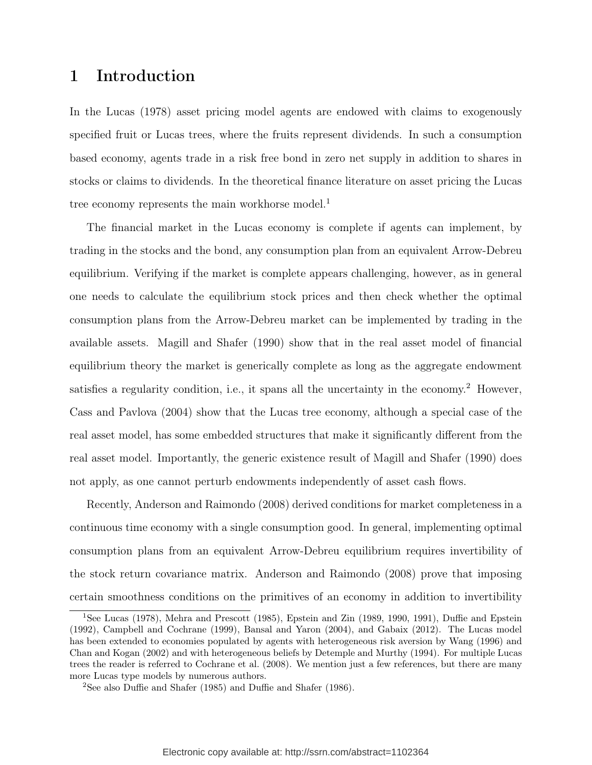# 1 Introduction

In the Lucas (1978) asset pricing model agents are endowed with claims to exogenously specified fruit or Lucas trees, where the fruits represent dividends. In such a consumption based economy, agents trade in a risk free bond in zero net supply in addition to shares in stocks or claims to dividends. In the theoretical finance literature on asset pricing the Lucas tree economy represents the main workhorse model.[1]

The financial market in the Lucas economy is complete if agents can implement, by trading in the stocks and the bond, any consumption plan from an equivalent Arrow-Debreu equilibrium. Verifying if the market is complete appears challenging, however, as in general one needs to calculate the equilibrium stock prices and then check whether the optimal consumption plans from the Arrow-Debreu market can be implemented by trading in the available assets. Magill and Shafer (1990) show that in the real asset model of financial equilibrium theory the market is generically complete as long as the aggregate endowment satisfies a regularity condition, i.e., it spans all the uncertainty in the economy.[2] However, Cass and Pavlova (2004) show that the Lucas tree economy, although a special case of the real asset model, has some embedded structures that make it significantly different from the real asset model. Importantly, the generic existence result of Magill and Shafer (1990) does not apply, as one cannot perturb endowments independently of asset cash flows.

Recently, Anderson and Raimondo (2008) derived conditions for market completeness in a continuous time economy with a single consumption good. In general, implementing optimal consumption plans from an equivalent Arrow-Debreu equilibrium requires invertibility of the stock return covariance matrix. Anderson and Raimondo (2008) prove that imposing certain smoothness conditions on the primitives of an economy in addition to invertibility

[1] See Lucas (1978), Mehra and Prescott (1985), Epstein and Zin (1989, 1990, 1991), Duffie and Epstein (1992), Campbell and Cochrane (1999), Bansal and Yaron (2004), and Gabaix (2012). The Lucas model has been extended to economies populated by agents with heterogeneous risk aversion by Wang (1996) and Chan and Kogan (2002) and with heterogeneous beliefs by Detemple and Murthy (1994). For multiple Lucas trees the reader is referred to Cochrane et al. (2008). We mention just a few references, but there are many more Lucas type models by numerous authors.

[2] See also Duffie and Shafer (1985) and Duffie and Shafer (1986).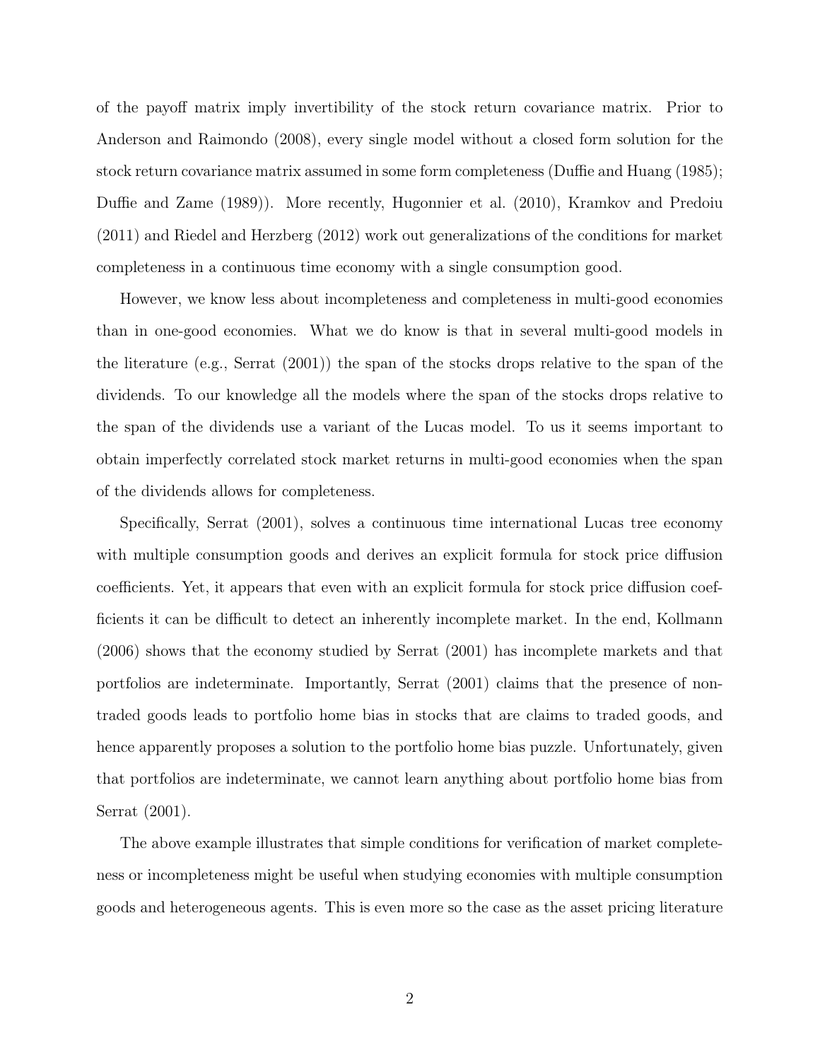of the payoff matrix imply invertibility of the stock return covariance matrix. Prior to Anderson and Raimondo (2008), every single model without a closed form solution for the stock return covariance matrix assumed in some form completeness (Duffie and Huang (1985); Duffie and Zame (1989)). More recently, Hugonnier et al. (2010), Kramkov and Predoiu (2011) and Riedel and Herzberg (2012) work out generalizations of the conditions for market completeness in a continuous time economy with a single consumption good.

However, we know less about incompleteness and completeness in multi-good economies than in one-good economies. What we do know is that in several multi-good models in the literature (e.g., Serrat (2001)) the span of the stocks drops relative to the span of the dividends. To our knowledge all the models where the span of the stocks drops relative to the span of the dividends use a variant of the Lucas model. To us it seems important to obtain imperfectly correlated stock market returns in multi-good economies when the span of the dividends allows for completeness.

Specifically, Serrat (2001), solves a continuous time international Lucas tree economy with multiple consumption goods and derives an explicit formula for stock price diffusion coefficients. Yet, it appears that even with an explicit formula for stock price diffusion coefficients it can be difficult to detect an inherently incomplete market. In the end, Kollmann (2006) shows that the economy studied by Serrat (2001) has incomplete markets and that portfolios are indeterminate. Importantly, Serrat (2001) claims that the presence of non-traded goods leads to portfolio home bias in stocks that are claims to traded goods, and hence apparently proposes a solution to the portfolio home bias puzzle. Unfortunately, given that portfolios are indeterminate, we cannot learn anything about portfolio home bias from Serrat (2001).

The above example illustrates that simple conditions for verification of market completeness or incompleteness might be useful when studying economies with multiple consumption goods and heterogeneous agents. This is even more so the case as the asset pricing literature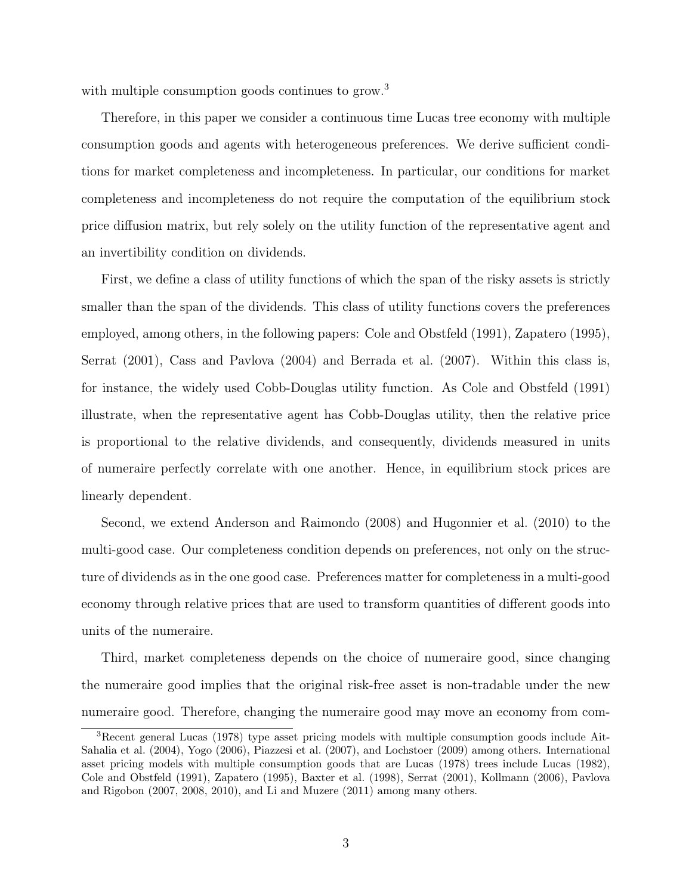with multiple consumption goods continues to grow.[3]

Therefore, in this paper we consider a continuous time Lucas tree economy with multiple consumption goods and agents with heterogeneous preferences. We derive sufficient conditions for market completeness and incompleteness. In particular, our conditions for market completeness and incompleteness do not require the computation of the equilibrium stock price diffusion matrix, but rely solely on the utility function of the representative agent and an invertibility condition on dividends.

First, we define a class of utility functions of which the span of the risky assets is strictly smaller than the span of the dividends. This class of utility functions covers the preferences employed, among others, in the following papers: Cole and Obstfeld (1991), Zapatero (1995), Serrat (2001), Cass and Pavlova (2004) and Berrada et al. (2007). Within this class is, for instance, the widely used Cobb-Douglas utility function. As Cole and Obstfeld (1991) illustrate, when the representative agent has Cobb-Douglas utility, then the relative price is proportional to the relative dividends, and consequently, dividends measured in units of numeraire perfectly correlate with one another. Hence, in equilibrium stock prices are linearly dependent.

Second, we extend Anderson and Raimondo (2008) and Hugonnier et al. (2010) to the multi-good case. Our completeness condition depends on preferences, not only on the structure of dividends as in the one good case. Preferences matter for completeness in a multi-good economy through relative prices that are used to transform quantities of different goods into units of the numeraire.

Third, market completeness depends on the choice of numeraire good, since changing the numeraire good implies that the original risk-free asset is non-tradable under the new numeraire good. Therefore, changing the numeraire good may move an economy from com-

[3]Recent general Lucas (1978) type asset pricing models with multiple consumption goods include Ait-Sahalia et al. (2004), Yogo (2006), Piazzesi et al. (2007), and Lochstoer (2009) among others. International asset pricing models with multiple consumption goods that are Lucas (1978) trees include Lucas (1982), Cole and Obstfeld (1991), Zapatero (1995), Baxter et al. (1998), Serrat (2001), Kollmann (2006), Pavlova and Rigobon (2007, 2008, 2010), and Li and Muzere (2011) among many others.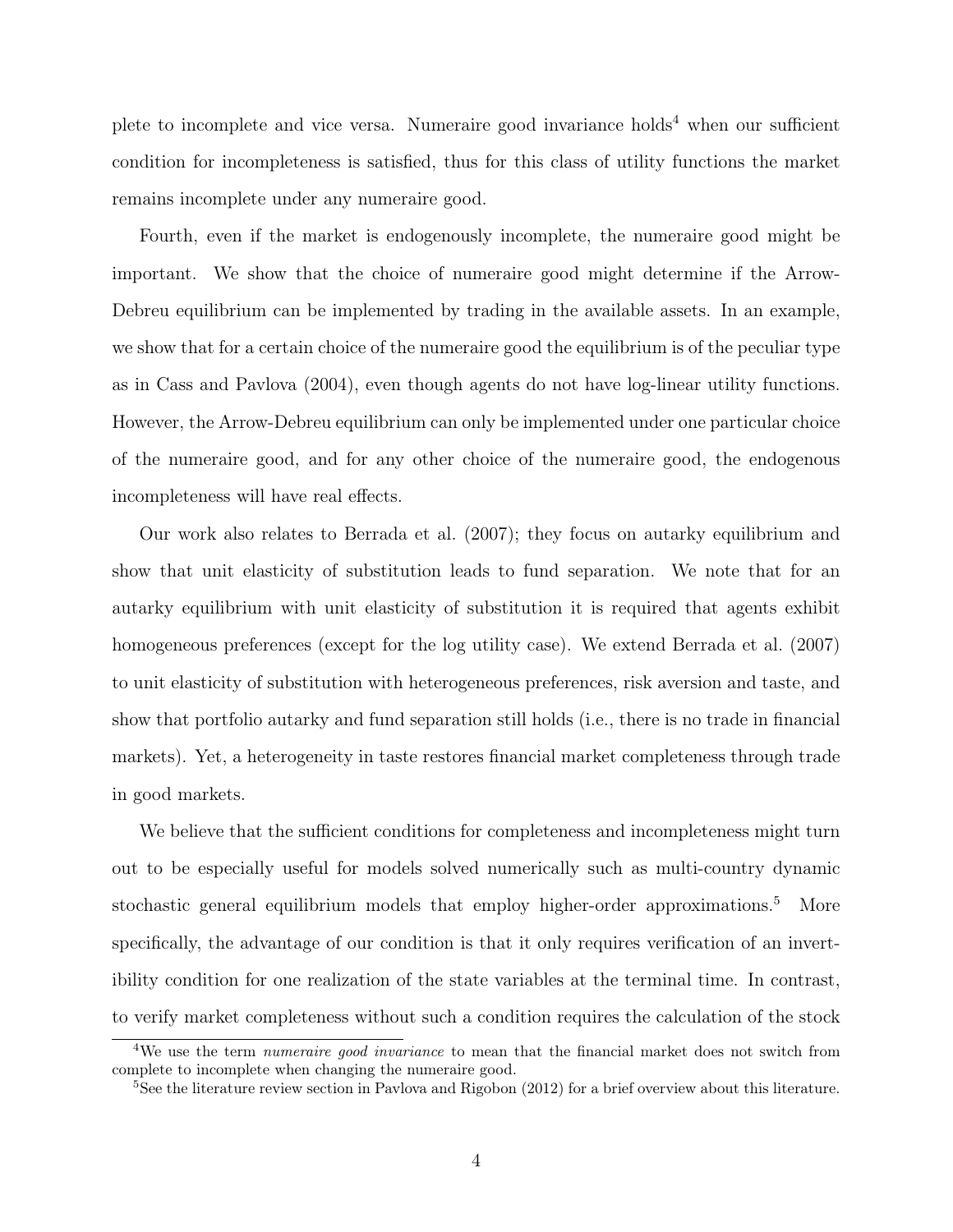plete to incomplete and vice versa. Numeraire good invariance holds[4] when our sufficient condition for incompleteness is satisfied, thus for this class of utility functions the market remains incomplete under any numeraire good.

Fourth, even if the market is endogenously incomplete, the numeraire good might be important. We show that the choice of numeraire good might determine if the Arrow-Debreu equilibrium can be implemented by trading in the available assets. In an example, we show that for a certain choice of the numeraire good the equilibrium is of the peculiar type as in Cass and Pavlova (2004), even though agents do not have log-linear utility functions. However, the Arrow-Debreu equilibrium can only be implemented under one particular choice of the numeraire good, and for any other choice of the numeraire good, the endogenous incompleteness will have real effects.

Our work also relates to Berrada et al. (2007); they focus on autarky equilibrium and show that unit elasticity of substitution leads to fund separation. We note that for an autarky equilibrium with unit elasticity of substitution it is required that agents exhibit homogeneous preferences (except for the log utility case). We extend Berrada et al. (2007) to unit elasticity of substitution with heterogeneous preferences, risk aversion and taste, and show that portfolio autarky and fund separation still holds (i.e., there is no trade in financial markets). Yet, a heterogeneity in taste restores financial market completeness through trade in good markets.

We believe that the sufficient conditions for completeness and incompleteness might turn out to be especially useful for models solved numerically such as multi-country dynamic stochastic general equilibrium models that employ higher-order approximations.[5] More specifically, the advantage of our condition is that it only requires verification of an invertibility condition for one realization of the state variables at the terminal time. In contrast, to verify market completeness without such a condition requires the calculation of the stock

[4] We use the term *numeraire good invariance* to mean that the financial market does not switch from complete to incomplete when changing the numeraire good.

[5] See the literature review section in Pavlova and Rigobon (2012) for a brief overview about this literature.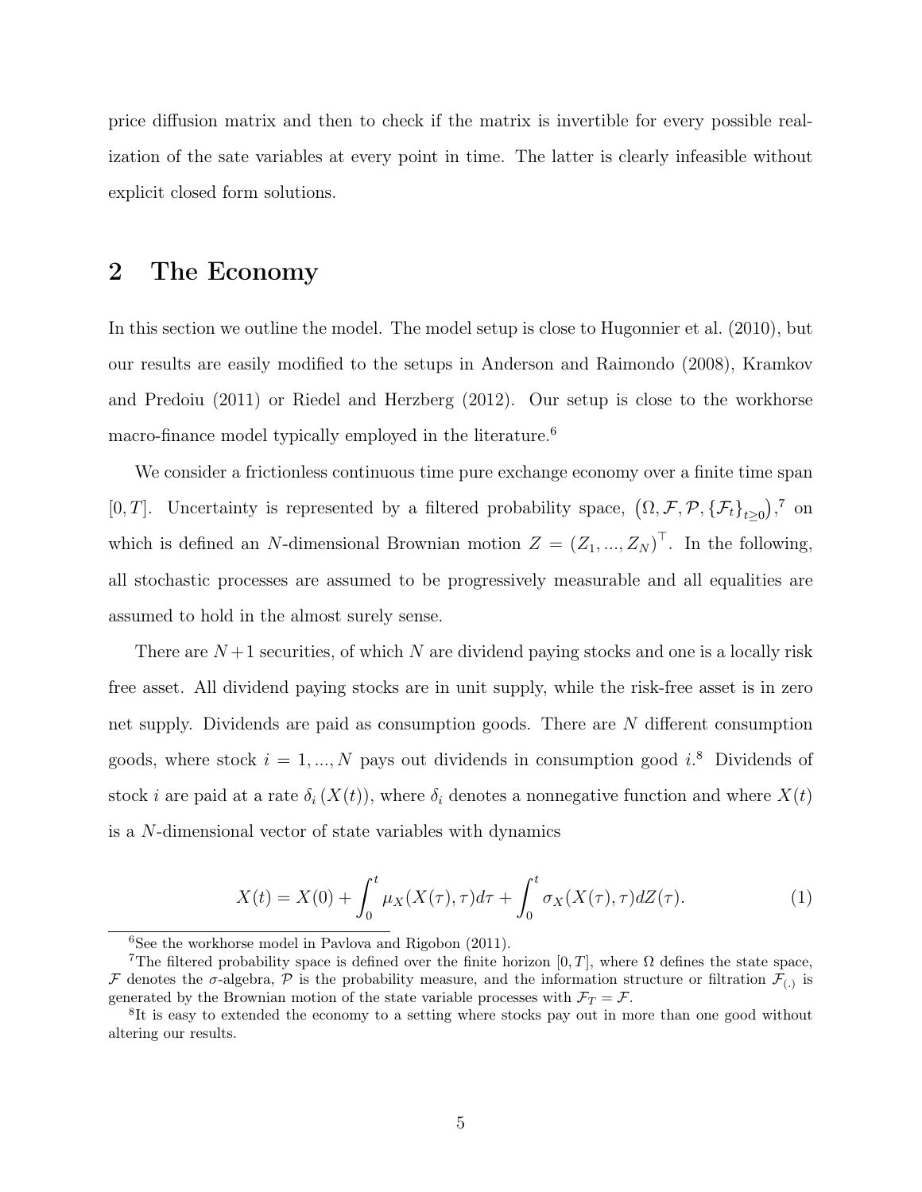price diffusion matrix and then to check if the matrix is invertible for every possible realization of the sate variables at every point in time. The latter is clearly infeasible without explicit closed form solutions.

## 2 The Economy

In this section we outline the model. The model setup is close to Hugonnier et al. (2010), but our results are easily modified to the setups in Anderson and Raimondo (2008), Kramkov and Predoiu (2011) or Riedel and Herzberg (2012). Our setup is close to the workhorse macro-finance model typically employed in the literature.[6]

We consider a frictionless continuous time pure exchange economy over a finite time span $[0, T]$. Uncertainty is represented by a filtered probability space, $\left(\Omega, \mathcal{F}, \mathcal{P}, \{\mathcal{F}_t\}_{t\geq 0}\right)$,[7] on which is defined an $N$-dimensional Brownian motion $Z = (Z_1, ..., Z_N)^\top$. In the following, all stochastic processes are assumed to be progressively measurable and all equalities are assumed to hold in the almost surely sense.

There are $N+1$ securities, of which $N$ are dividend paying stocks and one is a locally risk free asset. All dividend paying stocks are in unit supply, while the risk-free asset is in zero net supply. Dividends are paid as consumption goods. There are $N$ different consumption goods, where stock $i = 1, ..., N$ pays out dividends in consumption good $i$.[8] Dividends of stock $i$ are paid at a rate $\delta_i\left(X(t)\right)$, where $\delta_i$ denotes a nonnegative function and where $X(t)$ is a $N$-dimensional vector of state variables with dynamics

$$X(t) = X(0) + \int_0^t \mu_X(X(\tau), \tau)d\tau + \int_0^t \sigma_X(X(\tau), \tau)dZ(\tau). \tag{1}$$

[6] See the workhorse model in Pavlova and Rigobon (2011).

[7] The filtered probability space is defined over the finite horizon $[0, T]$, where $\Omega$ defines the state space, $\mathcal{F}$ denotes the $\sigma$-algebra, $\mathcal{P}$ is the probability measure, and the information structure or filtration $\mathcal{F}_{(.)}$ is generated by the Brownian motion of the state variable processes with $\mathcal{F}_T = \mathcal{F}$.

[8] It is easy to extended the economy to a setting where stocks pay out in more than one good without altering our results.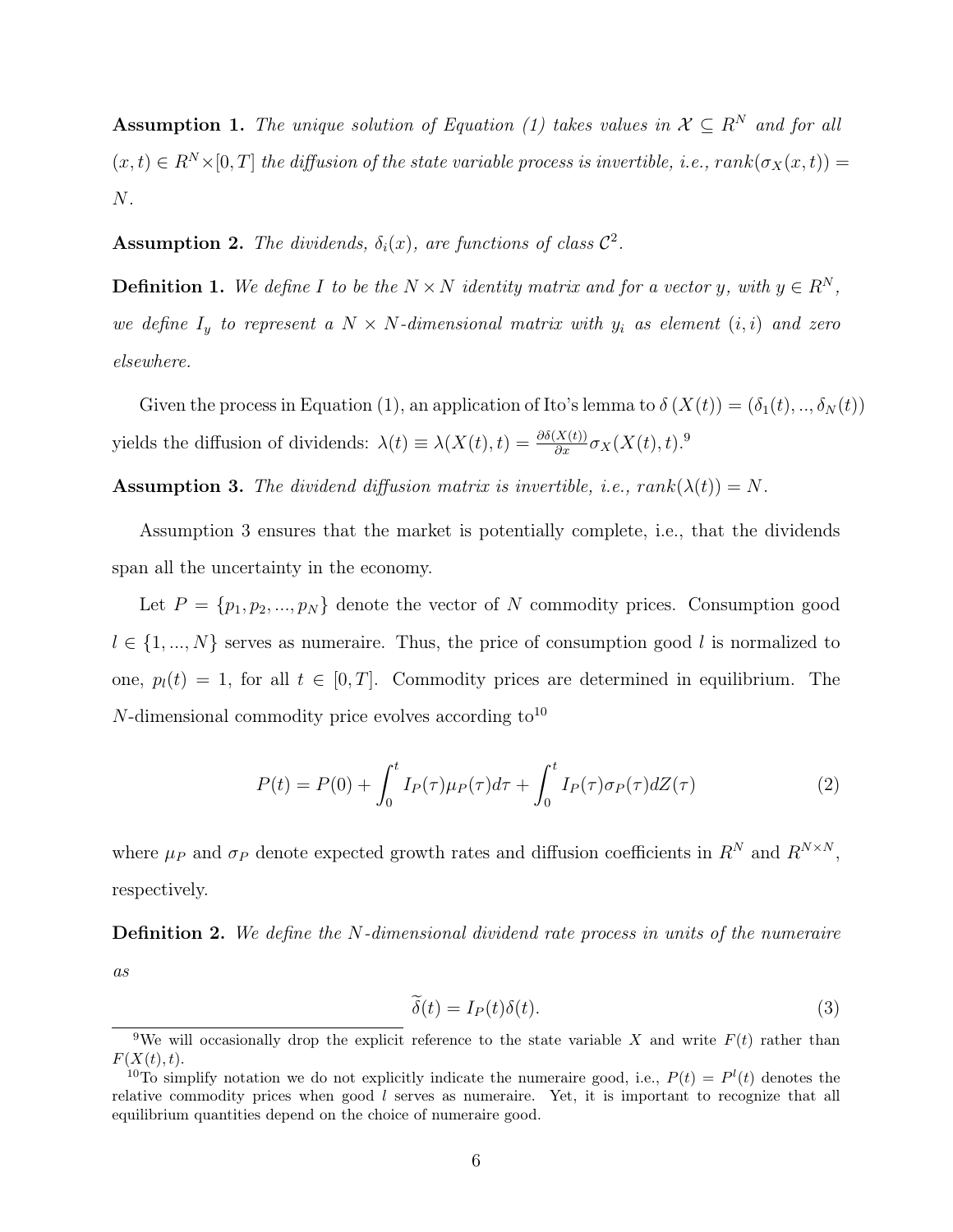**Assumption 1.** *The unique solution of Equation (1) takes values in $\mathcal{X} \subseteq R^N$ and for all $(x,t) \in R^N \times [0,T]$ the diffusion of the state variable process is invertible, i.e., $rank(\sigma_X(x,t)) = N$.*

**Assumption 2.** *The dividends, $\delta_i(x)$, are functions of class $\mathcal{C}^2$.*

**Definition 1.** *We define $I$ to be the $N \times N$ identity matrix and for a vector $y$, with $y \in R^N$, we define $I_y$ to represent a $N \times N$-dimensional matrix with $y_i$ as element $(i,i)$ and zero elsewhere.*

Given the process in Equation (1), an application of Ito's lemma to $\delta(X(t)) = (\delta_1(t), .., \delta_N(t))$ yields the diffusion of dividends: $\lambda(t) \equiv \lambda(X(t),t) = \frac{\partial \delta(X(t))}{\partial x} \sigma_X(X(t),t)$.[9]

**Assumption 3.** *The dividend diffusion matrix is invertible, i.e., $rank(\lambda(t)) = N$.*

Assumption 3 ensures that the market is potentially complete, i.e., that the dividends span all the uncertainty in the economy.

Let $P = \{p_1, p_2, ..., p_N\}$ denote the vector of $N$ commodity prices. Consumption good $l \in \{1, ..., N\}$ serves as numeraire. Thus, the price of consumption good $l$ is normalized to one, $p_l(t) = 1$, for all $t \in [0,T]$. Commodity prices are determined in equilibrium. The $N$-dimensional commodity price evolves according to[10]

$$P(t) = P(0) + \int_0^t I_P(\tau)\mu_P(\tau)d\tau + \int_0^t I_P(\tau)\sigma_P(\tau)dZ(\tau) \tag{2}$$

where $\mu_P$ and $\sigma_P$ denote expected growth rates and diffusion coefficients in $R^N$ and $R^{N \times N}$, respectively.

**Definition 2.** *We define the $N$-dimensional dividend rate process in units of the numeraire as*

$$\widetilde{\delta}(t) = I_P(t)\delta(t). \tag{3}$$

[9] We will occasionally drop the explicit reference to the state variable $X$ and write $F(t)$ rather than $F(X(t),t)$.

[10] To simplify notation we do not explicitly indicate the numeraire good, i.e., $P(t) = P^l(t)$ denotes the relative commodity prices when good $l$ serves as numeraire. Yet, it is important to recognize that all equilibrium quantities depend on the choice of numeraire good.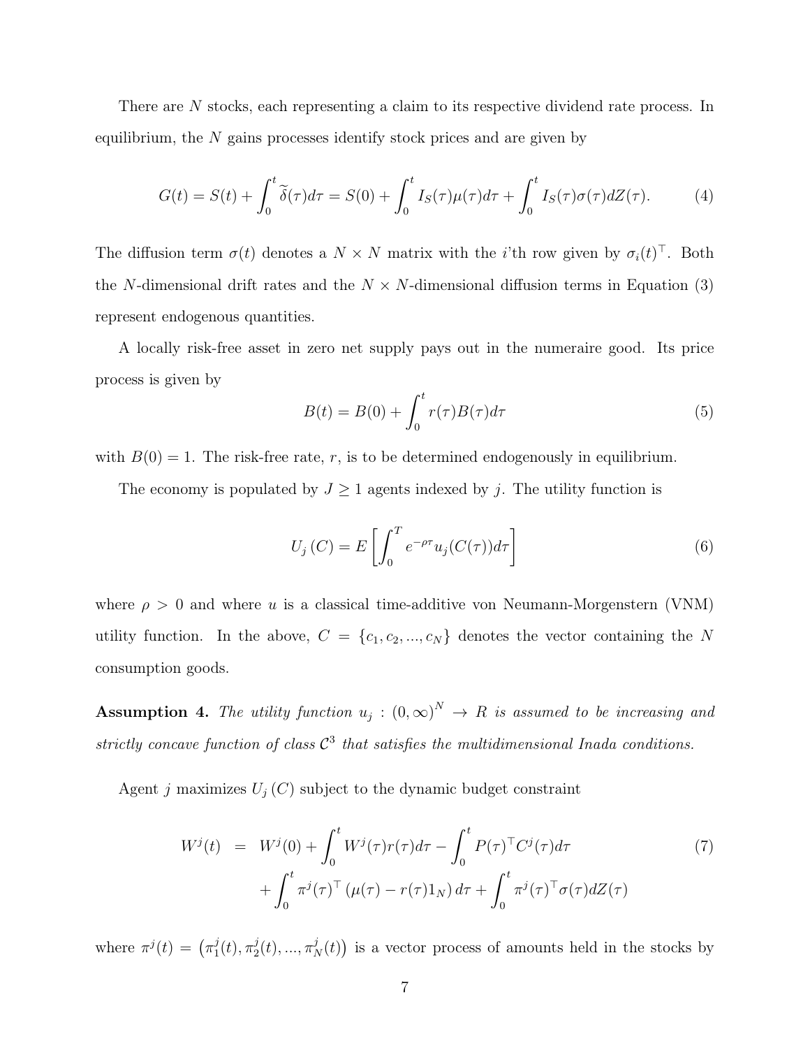There are $N$ stocks, each representing a claim to its respective dividend rate process. In equilibrium, the $N$ gains processes identify stock prices and are given by

$$G(t) = S(t) + \int_0^t \widetilde{\delta}(\tau)d\tau = S(0) + \int_0^t I_S(\tau)\mu(\tau)d\tau + \int_0^t I_S(\tau)\sigma(\tau)dZ(\tau). \tag{4}$$

The diffusion term $\sigma(t)$ denotes a $N \times N$ matrix with the $i$'th row given by $\sigma_i(t)^\top$. Both the $N$-dimensional drift rates and the $N \times N$-dimensional diffusion terms in Equation (3) represent endogenous quantities.

A locally risk-free asset in zero net supply pays out in the numeraire good. Its price process is given by

$$B(t) = B(0) + \int_0^t r(\tau)B(\tau)d\tau \tag{5}$$

with $B(0) = 1$. The risk-free rate, $r$, is to be determined endogenously in equilibrium.

The economy is populated by $J \geq 1$ agents indexed by $j$. The utility function is

$$U_j(C) = E\left[\int_0^T e^{-\rho\tau} u_j(C(\tau))d\tau\right] \tag{6}$$

where $\rho > 0$ and where $u$ is a classical time-additive von Neumann-Morgenstern (VNM) utility function. In the above, $C = \{c_1, c_2, ..., c_N\}$ denotes the vector containing the $N$ consumption goods.

**Assumption 4.** *The utility function $u_j : (0, \infty)^N \to R$ is assumed to be increasing and strictly concave function of class $\mathcal{C}^3$ that satisfies the multidimensional Inada conditions.*

Agent $j$ maximizes $U_j(C)$ subject to the dynamic budget constraint

$$\begin{aligned} W^j(t) &= W^j(0) + \int_0^t W^j(\tau)r(\tau)d\tau - \int_0^t P(\tau)^\top C^j(\tau)d\tau \\ &\quad + \int_0^t \pi^j(\tau)^\top \left(\mu(\tau) - r(\tau)1_N\right)d\tau + \int_0^t \pi^j(\tau)^\top \sigma(\tau)dZ(\tau) \end{aligned} \tag{7}$$

where $\pi^j(t) = \left(\pi_1^j(t), \pi_2^j(t), ..., \pi_N^j(t)\right)$ is a vector process of amounts held in the stocks by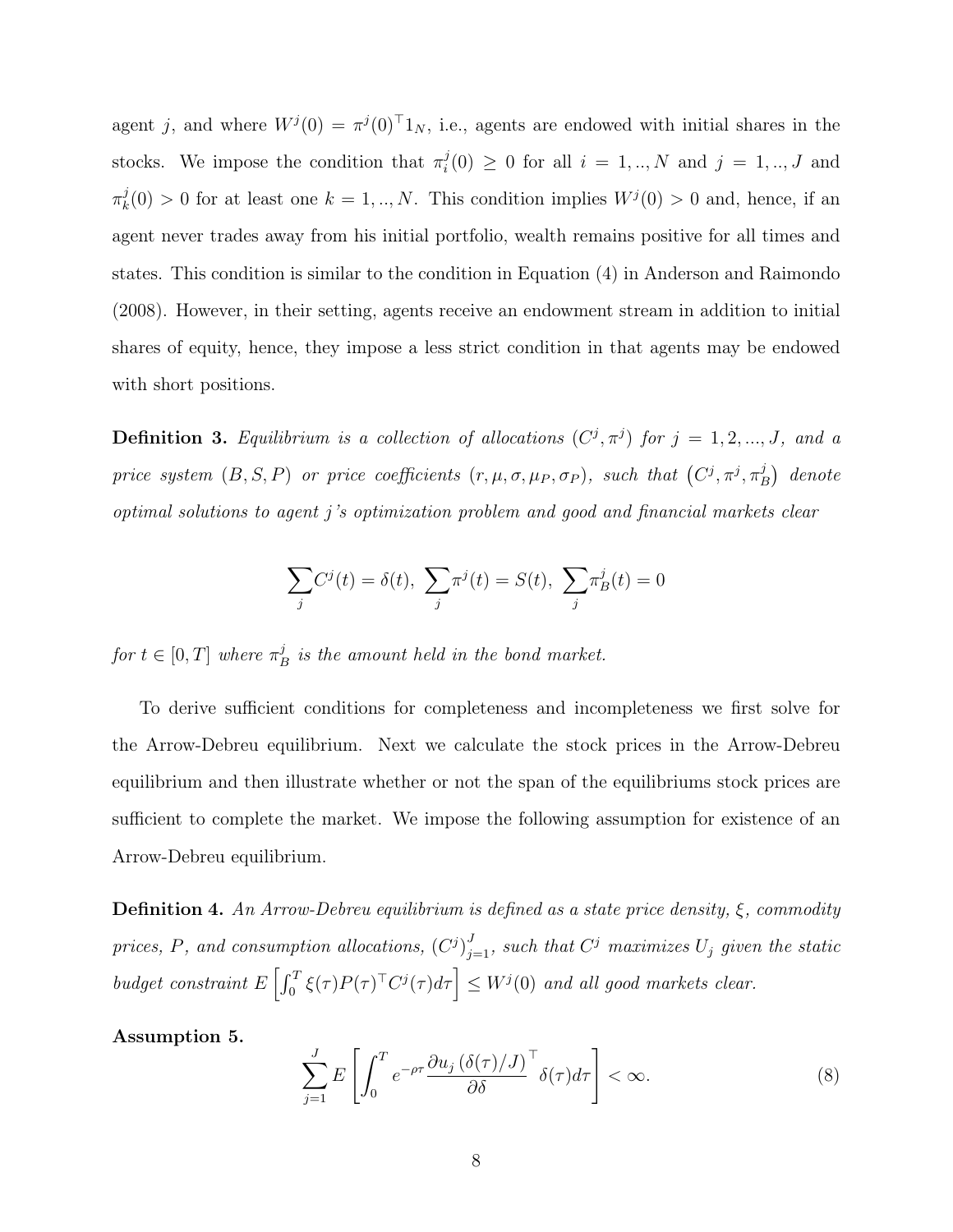agent $j$, and where $W^j(0) = \pi^j(0)^\top 1_N$, i.e., agents are endowed with initial shares in the stocks. We impose the condition that $\pi_i^j(0) \geq 0$ for all $i = 1, .., N$ and $j = 1, .., J$ and $\pi_k^j(0) > 0$ for at least one $k = 1, .., N$. This condition implies $W^j(0) > 0$ and, hence, if an agent never trades away from his initial portfolio, wealth remains positive for all times and states. This condition is similar to the condition in Equation (4) in Anderson and Raimondo (2008). However, in their setting, agents receive an endowment stream in addition to initial shares of equity, hence, they impose a less strict condition in that agents may be endowed with short positions.

**Definition 3.** *Equilibrium is a collection of allocations* $(C^j, \pi^j)$ *for* $j = 1, 2, ..., J$, *and a price system* $(B, S, P)$ *or price coefficients* $(r, \mu, \sigma, \mu_P, \sigma_P)$, *such that* $\left(C^j, \pi^j, \pi_B^j\right)$ *denote optimal solutions to agent j's optimization problem and good and financial markets clear*

$$\sum_j C^j(t) = \delta(t), \ \sum_j \pi^j(t) = S(t), \ \sum_j \pi_B^j(t) = 0$$

*for* $t \in [0, T]$ *where* $\pi_B^j$ *is the amount held in the bond market.*

To derive sufficient conditions for completeness and incompleteness we first solve for the Arrow-Debreu equilibrium. Next we calculate the stock prices in the Arrow-Debreu equilibrium and then illustrate whether or not the span of the equilibriums stock prices are sufficient to complete the market. We impose the following assumption for existence of an Arrow-Debreu equilibrium.

**Definition 4.** *An Arrow-Debreu equilibrium is defined as a state price density,* $\xi$, *commodity prices,* $P$, *and consumption allocations,* $(C^j)_{j=1}^J$, *such that* $C^j$ *maximizes* $U_j$ *given the static budget constraint* $E\left[\int_0^T \xi(\tau) P(\tau)^\top C^j(\tau) d\tau\right] \leq W^j(0)$ *and all good markets clear.*

**Assumption 5.**

$$\sum_{j=1}^J E\left[\int_0^T e^{-\rho\tau} \frac{\partial u_j\left(\delta(\tau)/J\right)}{\partial \delta}^\top \delta(\tau) d\tau\right] < \infty. \tag{8}$$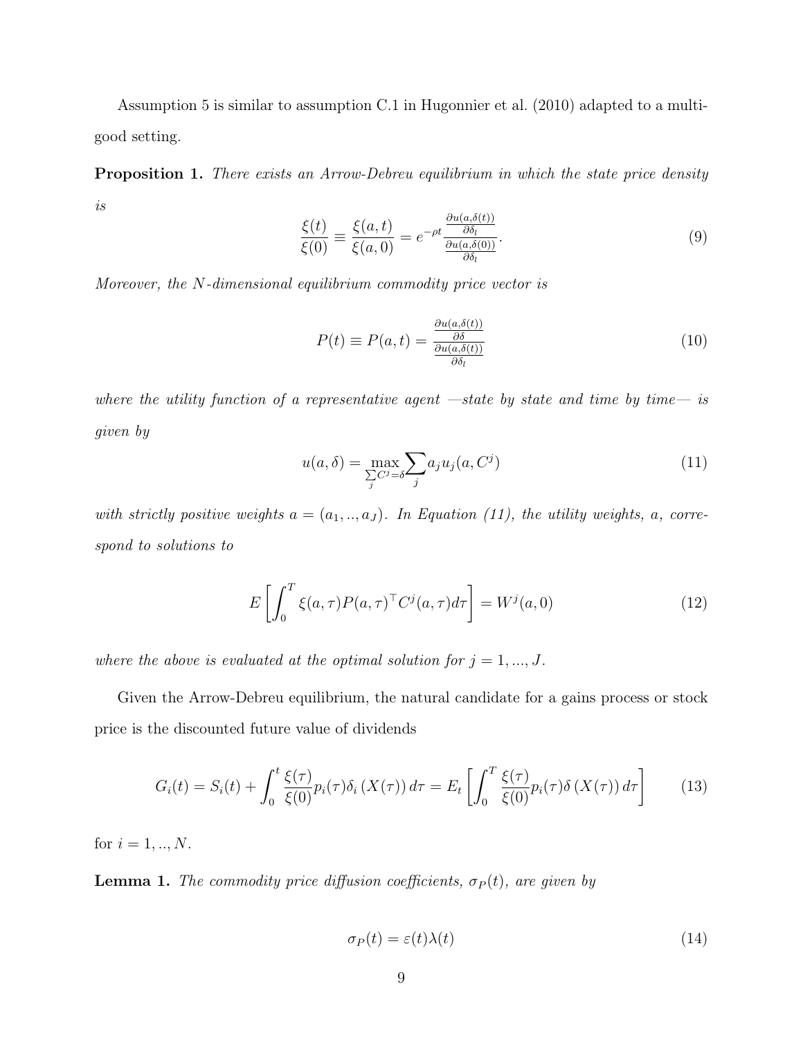Assumption 5 is similar to assumption C.1 in Hugonnier et al. (2010) adapted to a multi-good setting.

**Proposition 1.** *There exists an Arrow-Debreu equilibrium in which the state price density is*

$$\frac{\xi(t)}{\xi(0)} \equiv \frac{\xi(a,t)}{\xi(a,0)} = e^{-\rho t} \frac{\frac{\partial u(a,\delta(t))}{\partial \delta_l}}{\frac{\partial u(a,\delta(0))}{\partial \delta_l}}. \tag{9}$$

*Moreover, the $N$-dimensional equilibrium commodity price vector is*

$$P(t) \equiv P(a,t) = \frac{\frac{\partial u(a,\delta(t))}{\partial \delta}}{\frac{\partial u(a,\delta(t))}{\partial \delta_l}} \tag{10}$$

*where the utility function of a representative agent —state by state and time by time— is given by*

$$u(a,\delta) = \max_{\sum_j C^j = \delta} \sum_j a_j u_j(a, C^j) \tag{11}$$

*with strictly positive weights $a = (a_1, .., a_J)$. In Equation (11), the utility weights, $a$, correspond to solutions to*

$$E\left[\int_0^T \xi(a,\tau) P(a,\tau)^\top C^j(a,\tau) d\tau\right] = W^j(a,0) \tag{12}$$

*where the above is evaluated at the optimal solution for $j = 1, ..., J$.*

Given the Arrow-Debreu equilibrium, the natural candidate for a gains process or stock price is the discounted future value of dividends

$$G_i(t) = S_i(t) + \int_0^t \frac{\xi(\tau)}{\xi(0)} p_i(\tau) \delta_i\left(X(\tau)\right) d\tau = E_t\left[\int_0^T \frac{\xi(\tau)}{\xi(0)} p_i(\tau) \delta\left(X(\tau)\right) d\tau\right] \tag{13}$$

for $i = 1, .., N$.

**Lemma 1.** *The commodity price diffusion coefficients, $\sigma_P(t)$, are given by*

$$\sigma_P(t) = \varepsilon(t) \lambda(t) \tag{14}$$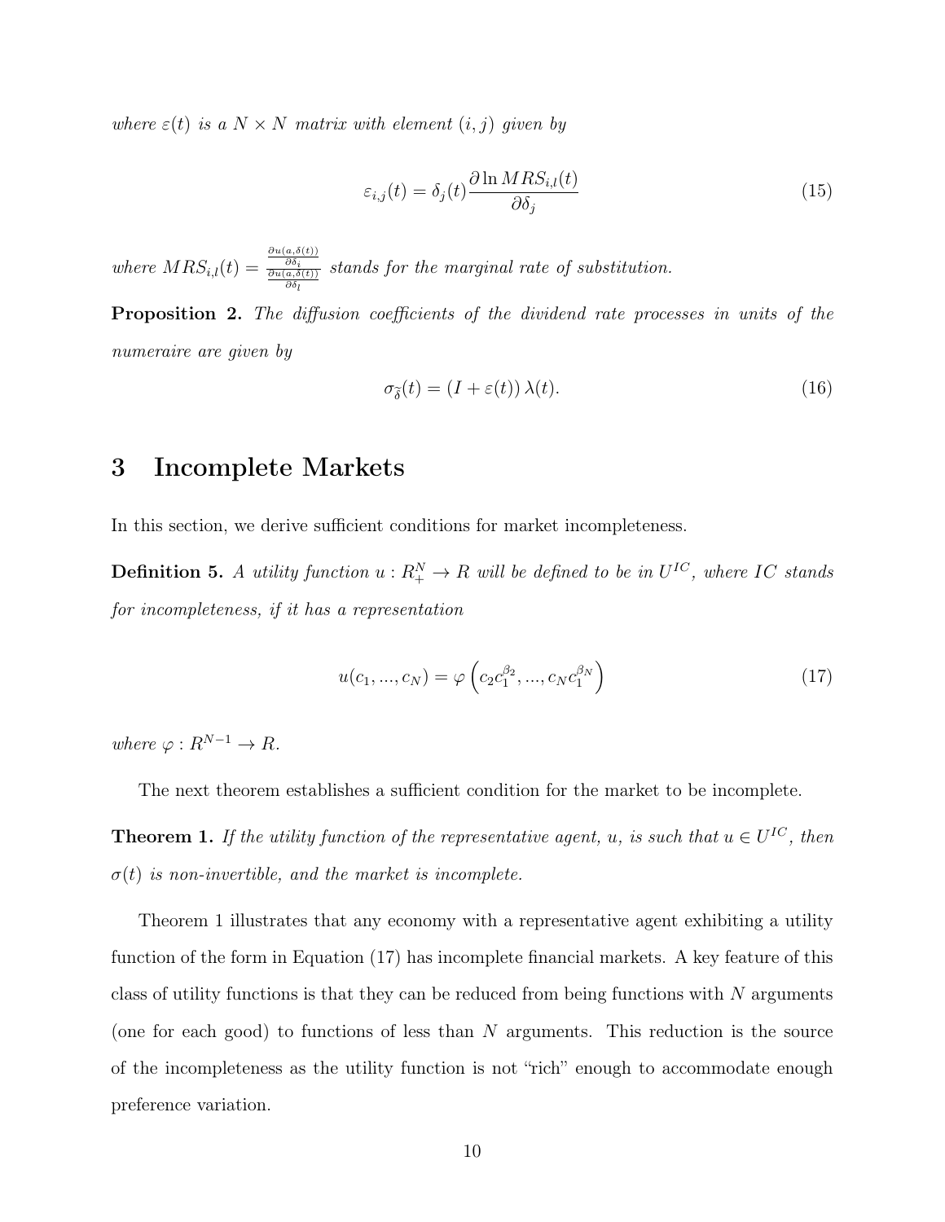*where $\varepsilon(t)$ is a $N \times N$ matrix with element $(i,j)$ given by*

$$\varepsilon_{i,j}(t) = \delta_j(t)\frac{\partial \ln MRS_{i,l}(t)}{\partial \delta_j} \tag{15}$$

*where $MRS_{i,l}(t) = \frac{\frac{\partial u(a,\delta(t))}{\partial \delta_i}}{\frac{\partial u(a,\delta(t))}{\partial \delta_l}}$ stands for the marginal rate of substitution.*

**Proposition 2.** *The diffusion coefficients of the dividend rate processes in units of the numeraire are given by*

$$\sigma_{\tilde{\delta}}(t) = (I + \varepsilon(t))\,\lambda(t). \tag{16}$$

# 3 Incomplete Markets

In this section, we derive sufficient conditions for market incompleteness.

**Definition 5.** *A utility function $u : R_+^N \to R$ will be defined to be in $U^{IC}$, where $IC$ stands for incompleteness, if it has a representation*

$$u(c_1, ..., c_N) = \varphi\left(c_2 c_1^{\beta_2}, ..., c_N c_1^{\beta_N}\right) \tag{17}$$

*where $\varphi : R^{N-1} \to R$.*

The next theorem establishes a sufficient condition for the market to be incomplete.

**Theorem 1.** *If the utility function of the representative agent, $u$, is such that $u \in U^{IC}$, then $\sigma(t)$ is non-invertible, and the market is incomplete.*

Theorem 1 illustrates that any economy with a representative agent exhibiting a utility function of the form in Equation (17) has incomplete financial markets. A key feature of this class of utility functions is that they can be reduced from being functions with $N$ arguments (one for each good) to functions of less than $N$ arguments. This reduction is the source of the incompleteness as the utility function is not "rich" enough to accommodate enough preference variation.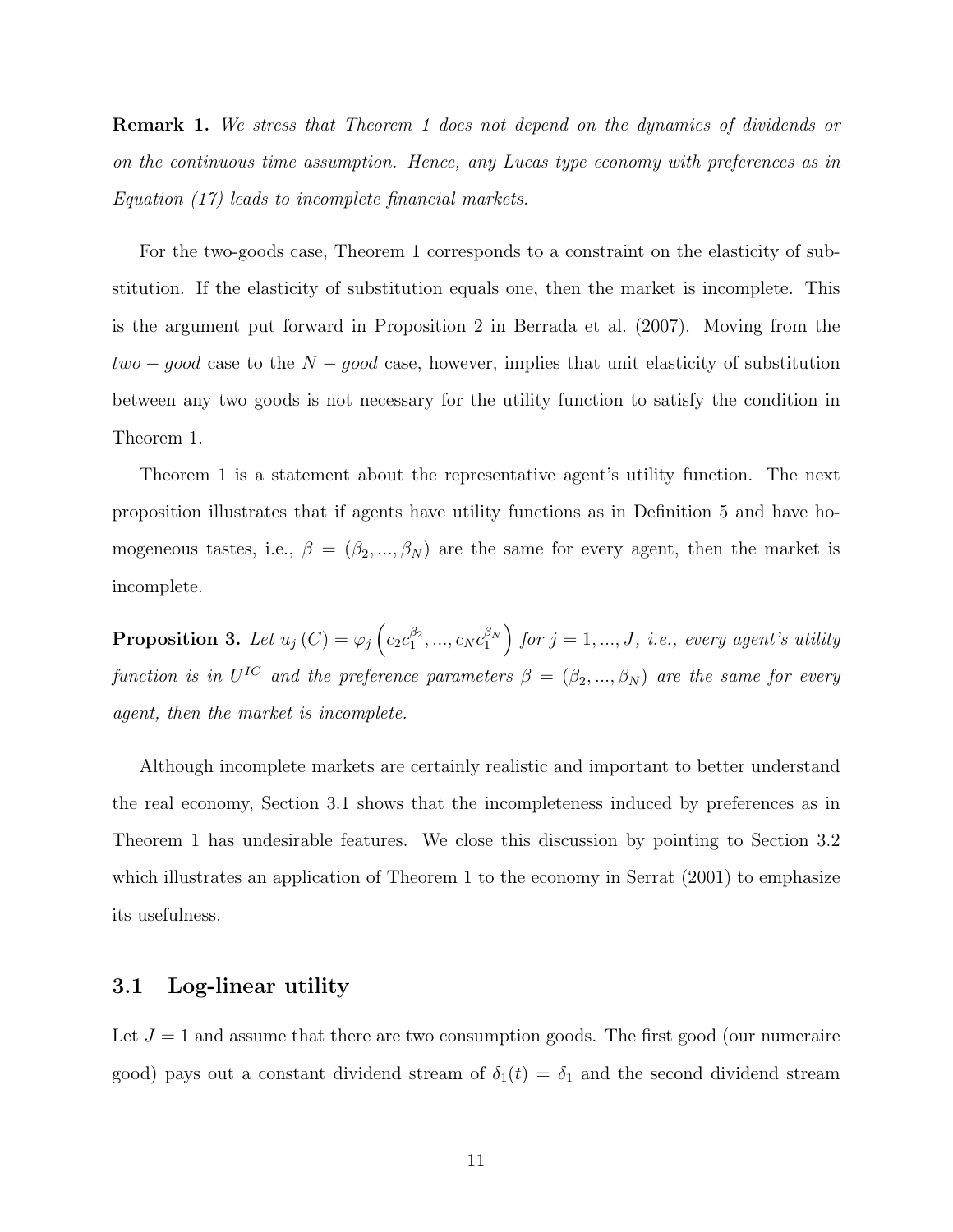**Remark 1.** *We stress that Theorem 1 does not depend on the dynamics of dividends or on the continuous time assumption. Hence, any Lucas type economy with preferences as in Equation (17) leads to incomplete financial markets.*

For the two-goods case, Theorem 1 corresponds to a constraint on the elasticity of substitution. If the elasticity of substitution equals one, then the market is incomplete. This is the argument put forward in Proposition 2 in Berrada et al. (2007). Moving from the $two-good$ case to the $N-good$ case, however, implies that unit elasticity of substitution between any two goods is not necessary for the utility function to satisfy the condition in Theorem 1.

Theorem 1 is a statement about the representative agent's utility function. The next proposition illustrates that if agents have utility functions as in Definition 5 and have homogeneous tastes, i.e., $\beta = (\beta_2, ..., \beta_N)$ are the same for every agent, then the market is incomplete.

**Proposition 3.** *Let $u_j(C) = \varphi_j\left(c_2 c_1^{\beta_2}, ..., c_N c_1^{\beta_N}\right)$ for $j = 1, ..., J$, i.e., every agent's utility function is in $U^{IC}$ and the preference parameters $\beta = (\beta_2, ..., \beta_N)$ are the same for every agent, then the market is incomplete.*

Although incomplete markets are certainly realistic and important to better understand the real economy, Section 3.1 shows that the incompleteness induced by preferences as in Theorem 1 has undesirable features. We close this discussion by pointing to Section 3.2 which illustrates an application of Theorem 1 to the economy in Serrat (2001) to emphasize its usefulness.

### 3.1 Log-linear utility

Let $J = 1$ and assume that there are two consumption goods. The first good (our numeraire good) pays out a constant dividend stream of $\delta_1(t) = \delta_1$ and the second dividend stream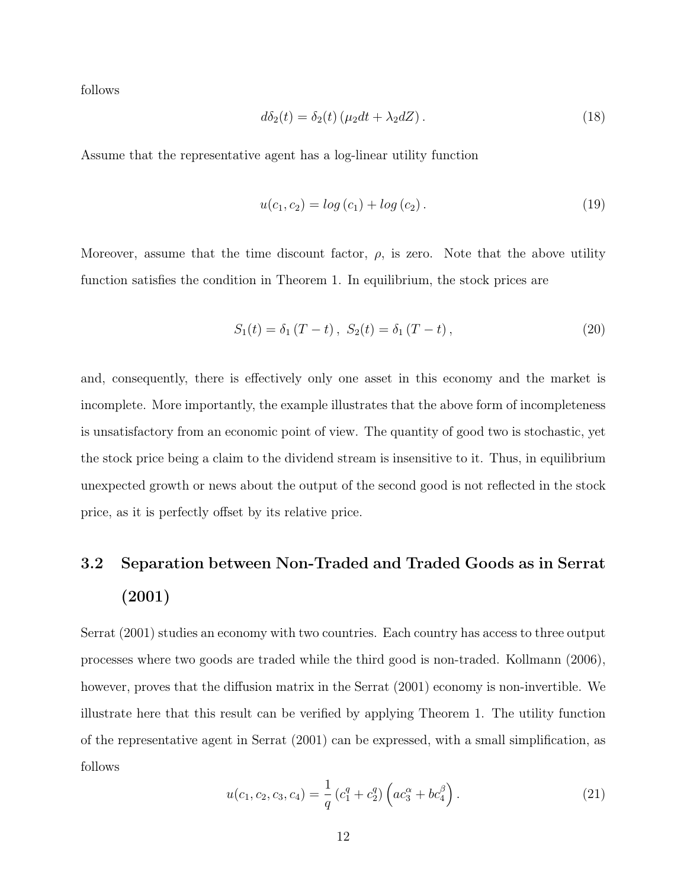follows

$$d\delta_2(t) = \delta_2(t) \left( \mu_2 dt + \lambda_2 dZ \right). \tag{18}$$

Assume that the representative agent has a log-linear utility function

$$u(c_1, c_2) = log\left(c_1\right) + log\left(c_2\right). \tag{19}$$

Moreover, assume that the time discount factor, $\rho$, is zero. Note that the above utility function satisfies the condition in Theorem 1. In equilibrium, the stock prices are

$$S_1(t) = \delta_1 \left(T - t\right), \; S_2(t) = \delta_1 \left(T - t\right), \tag{20}$$

and, consequently, there is effectively only one asset in this economy and the market is incomplete. More importantly, the example illustrates that the above form of incompleteness is unsatisfactory from an economic point of view. The quantity of good two is stochastic, yet the stock price being a claim to the dividend stream is insensitive to it. Thus, in equilibrium unexpected growth or news about the output of the second good is not reflected in the stock price, as it is perfectly offset by its relative price.

## 3.2 Separation between Non-Traded and Traded Goods as in Serrat (2001)

Serrat (2001) studies an economy with two countries. Each country has access to three output processes where two goods are traded while the third good is non-traded. Kollmann (2006), however, proves that the diffusion matrix in the Serrat (2001) economy is non-invertible. We illustrate here that this result can be verified by applying Theorem 1. The utility function of the representative agent in Serrat (2001) can be expressed, with a small simplification, as follows

$$u(c_1, c_2, c_3, c_4) = \frac{1}{q} \left(c_1^q + c_2^q\right) \left(a c_3^{\alpha} + b c_4^{\beta}\right). \tag{21}$$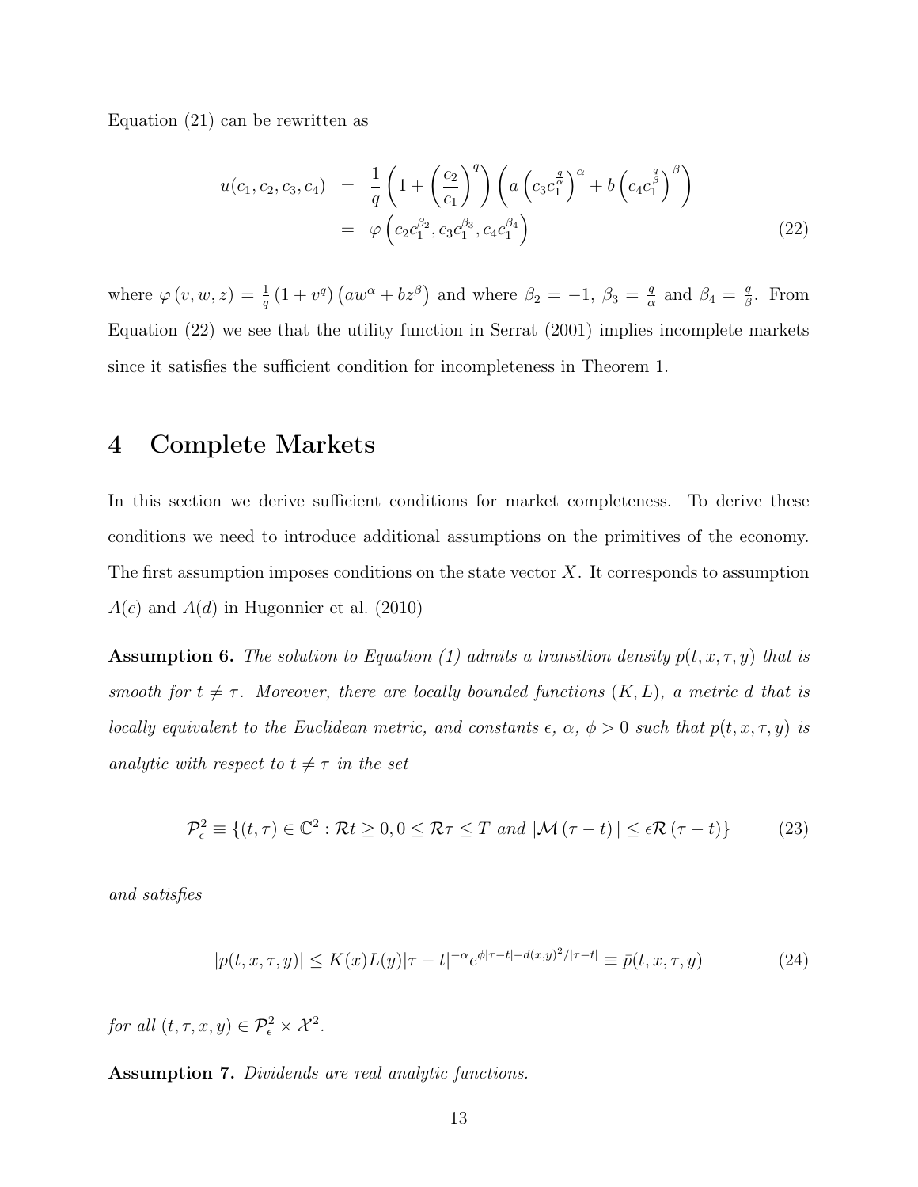Equation (21) can be rewritten as

$$
\begin{aligned}
u(c_1, c_2, c_3, c_4) &= \frac{1}{q}\left(1 + \left(\frac{c_2}{c_1}\right)^q\right)\left(a\left(c_3 c_1^{\frac{q}{\alpha}}\right)^{\alpha} + b\left(c_4 c_1^{\frac{q}{\beta}}\right)^{\beta}\right) \\
&= \varphi\left(c_2 c_1^{\beta_2}, c_3 c_1^{\beta_3}, c_4 c_1^{\beta_4}\right)
\end{aligned} \tag{22}
$$

where $\varphi(v, w, z) = \frac{1}{q}(1 + v^q)(aw^{\alpha} + bz^{\beta})$ and where $\beta_2 = -1$, $\beta_3 = \frac{q}{\alpha}$ and $\beta_4 = \frac{q}{\beta}$. From Equation (22) we see that the utility function in Serrat (2001) implies incomplete markets since it satisfies the sufficient condition for incompleteness in Theorem 1.

# 4 Complete Markets

In this section we derive sufficient conditions for market completeness. To derive these conditions we need to introduce additional assumptions on the primitives of the economy. The first assumption imposes conditions on the state vector $X$. It corresponds to assumption $A(c)$ and $A(d)$ in Hugonnier et al. (2010)

**Assumption 6.** *The solution to Equation (1) admits a transition density $p(t, x, \tau, y)$ that is smooth for $t \neq \tau$. Moreover, there are locally bounded functions $(K, L)$, a metric $d$ that is locally equivalent to the Euclidean metric, and constants $\epsilon$, $\alpha$, $\phi > 0$ such that $p(t, x, \tau, y)$ is analytic with respect to $t \neq \tau$ in the set*

$$
\mathcal{P}_{\epsilon}^2 \equiv \{(t, \tau) \in \mathbb{C}^2 : \mathcal{R}t \geq 0, 0 \leq \mathcal{R}\tau \leq T \text{ and } |\mathcal{M}(\tau - t)| \leq \epsilon \mathcal{R}(\tau - t)\} \tag{23}
$$

*and satisfies*

$$
|p(t, x, \tau, y)| \leq K(x)L(y)|\tau - t|^{-\alpha} e^{\phi|\tau - t| - d(x,y)^2/|\tau - t|} \equiv \bar{p}(t, x, \tau, y) \tag{24}
$$

*for all $(t, \tau, x, y) \in \mathcal{P}_{\epsilon}^2 \times \mathcal{X}^2$.*

**Assumption 7.** *Dividends are real analytic functions.*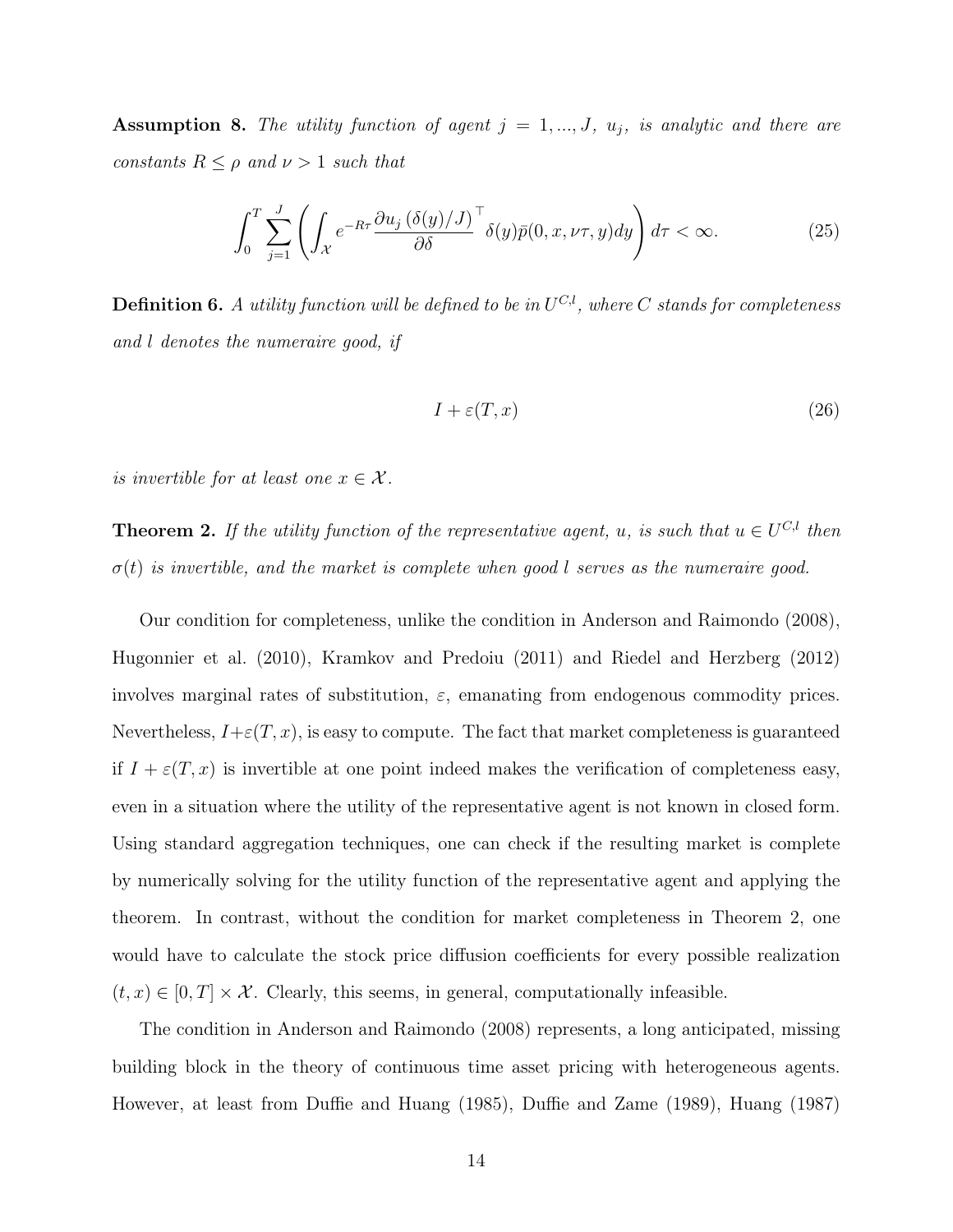**Assumption 8.** *The utility function of agent $j = 1, ..., J$, $u_j$, is analytic and there are constants $R \leq \rho$ and $\nu > 1$ such that*

$$\int_0^T \sum_{j=1}^J \left( \int_{\mathcal{X}} e^{-R\tau} \frac{\partial u_j \left(\delta(y)/J\right)}{\partial \delta}^{\top} \delta(y) \bar{p}(0, x, \nu\tau, y) dy \right) d\tau < \infty. \tag{25}$$

**Definition 6.** *A utility function will be defined to be in $U^{C,l}$, where $C$ stands for completeness and $l$ denotes the numeraire good, if*

$$I + \varepsilon(T, x) \tag{26}$$

*is invertible for at least one $x \in \mathcal{X}$.*

**Theorem 2.** *If the utility function of the representative agent, $u$, is such that $u \in U^{C,l}$ then $\sigma(t)$ is invertible, and the market is complete when good $l$ serves as the numeraire good.*

Our condition for completeness, unlike the condition in Anderson and Raimondo (2008), Hugonnier et al. (2010), Kramkov and Predoiu (2011) and Riedel and Herzberg (2012) involves marginal rates of substitution, $\varepsilon$, emanating from endogenous commodity prices. Nevertheless, $I+\varepsilon(T, x)$, is easy to compute. The fact that market completeness is guaranteed if $I + \varepsilon(T, x)$ is invertible at one point indeed makes the verification of completeness easy, even in a situation where the utility of the representative agent is not known in closed form. Using standard aggregation techniques, one can check if the resulting market is complete by numerically solving for the utility function of the representative agent and applying the theorem. In contrast, without the condition for market completeness in Theorem 2, one would have to calculate the stock price diffusion coefficients for every possible realization $(t, x) \in [0, T] \times \mathcal{X}$. Clearly, this seems, in general, computationally infeasible.

The condition in Anderson and Raimondo (2008) represents, a long anticipated, missing building block in the theory of continuous time asset pricing with heterogeneous agents. However, at least from Duffie and Huang (1985), Duffie and Zame (1989), Huang (1987)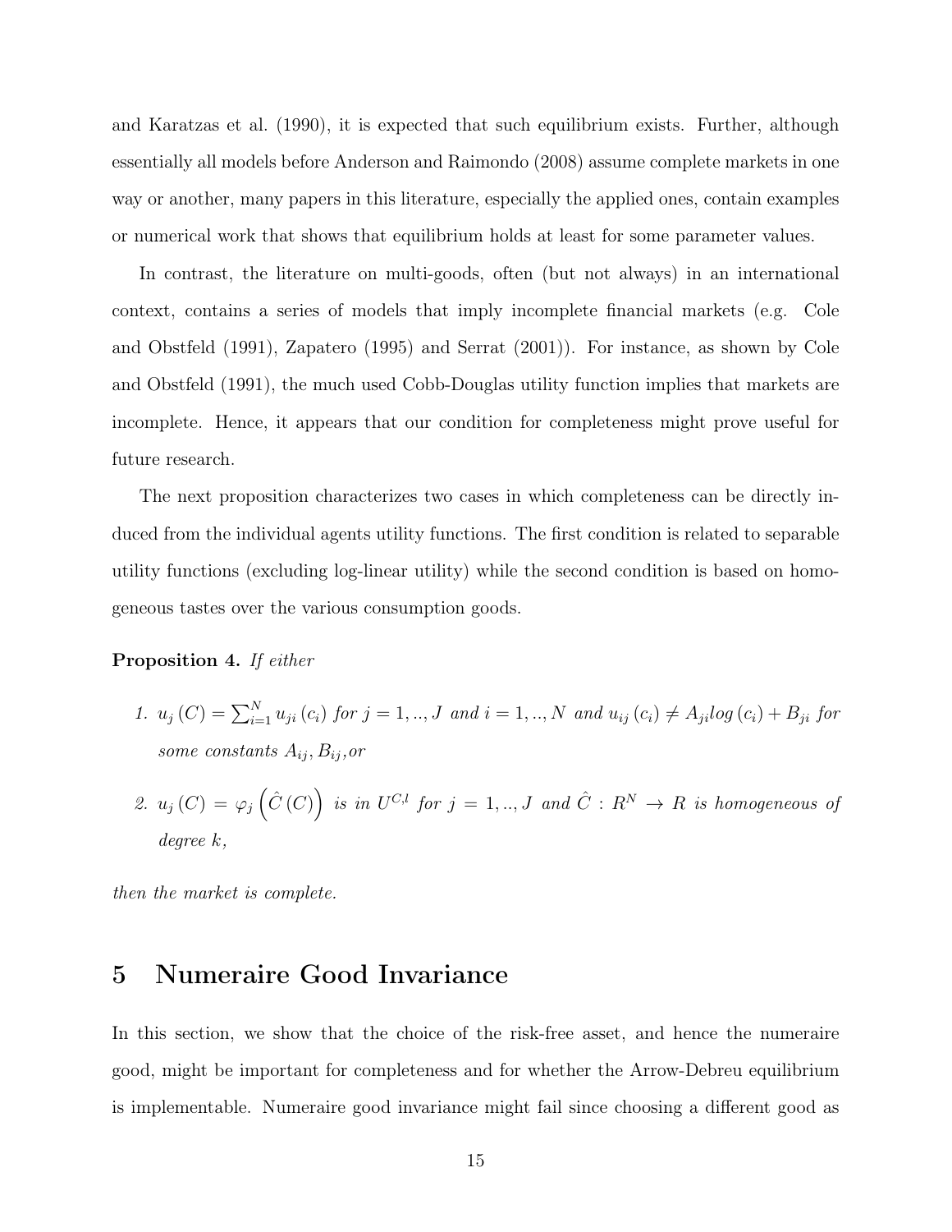and Karatzas et al. (1990), it is expected that such equilibrium exists. Further, although essentially all models before Anderson and Raimondo (2008) assume complete markets in one way or another, many papers in this literature, especially the applied ones, contain examples or numerical work that shows that equilibrium holds at least for some parameter values.

In contrast, the literature on multi-goods, often (but not always) in an international context, contains a series of models that imply incomplete financial markets (e.g. Cole and Obstfeld (1991), Zapatero (1995) and Serrat (2001)). For instance, as shown by Cole and Obstfeld (1991), the much used Cobb-Douglas utility function implies that markets are incomplete. Hence, it appears that our condition for completeness might prove useful for future research.

The next proposition characterizes two cases in which completeness can be directly induced from the individual agents utility functions. The first condition is related to separable utility functions (excluding log-linear utility) while the second condition is based on homogeneous tastes over the various consumption goods.

**Proposition 4.** *If either*

1. $u_j(C) = \sum_{i=1}^{N} u_{ji}(c_i)$ *for* $j = 1,..,J$ *and* $i = 1,..,N$ *and* $u_{ij}(c_i) \neq A_{ji} log(c_i) + B_{ji}$ *for some constants* $A_{ij}, B_{ij}$*, or*
2. $u_j(C) = \varphi_j\left(\hat{C}(C)\right)$ *is in* $U^{C,l}$ *for* $j = 1,..,J$ *and* $\hat{C} : R^N \to R$ *is homogeneous of degree* $k$*,*

*then the market is complete.*

# 5 Numeraire Good Invariance

In this section, we show that the choice of the risk-free asset, and hence the numeraire good, might be important for completeness and for whether the Arrow-Debreu equilibrium is implementable. Numeraire good invariance might fail since choosing a different good as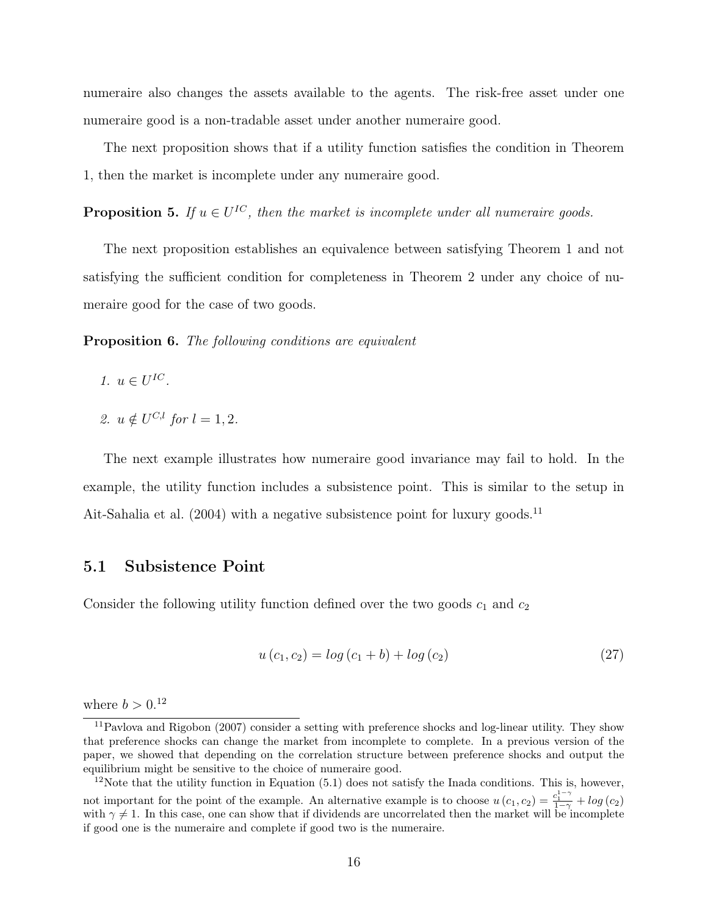numeraire also changes the assets available to the agents. The risk-free asset under one numeraire good is a non-tradable asset under another numeraire good.

The next proposition shows that if a utility function satisfies the condition in Theorem 1, then the market is incomplete under any numeraire good.

**Proposition 5.** *If $u \in U^{IC}$, then the market is incomplete under all numeraire goods.*

The next proposition establishes an equivalence between satisfying Theorem 1 and not satisfying the sufficient condition for completeness in Theorem 2 under any choice of numeraire good for the case of two goods.

**Proposition 6.** *The following conditions are equivalent*

1. $u \in U^{IC}$.
2. $u \notin U^{C,l}$ *for* $l = 1, 2$.

The next example illustrates how numeraire good invariance may fail to hold. In the example, the utility function includes a subsistence point. This is similar to the setup in Ait-Sahalia et al. (2004) with a negative subsistence point for luxury goods.[11]

## 5.1 Subsistence Point

Consider the following utility function defined over the two goods $c_1$ and $c_2$

$$u(c_1, c_2) = log(c_1 + b) + log(c_2) \tag{27}$$

where $b > 0$.[12]

---

[11] Pavlova and Rigobon (2007) consider a setting with preference shocks and log-linear utility. They show that preference shocks can change the market from incomplete to complete. In a previous version of the paper, we showed that depending on the correlation structure between preference shocks and output the equilibrium might be sensitive to the choice of numeraire good.

[12] Note that the utility function in Equation (5.1) does not satisfy the Inada conditions. This is, however, not important for the point of the example. An alternative example is to choose $u(c_1, c_2) = \frac{c_1^{1-\gamma}}{1-\gamma} + log(c_2)$ with $\gamma \neq 1$. In this case, one can show that if dividends are uncorrelated then the market will be incomplete if good one is the numeraire and complete if good two is the numeraire.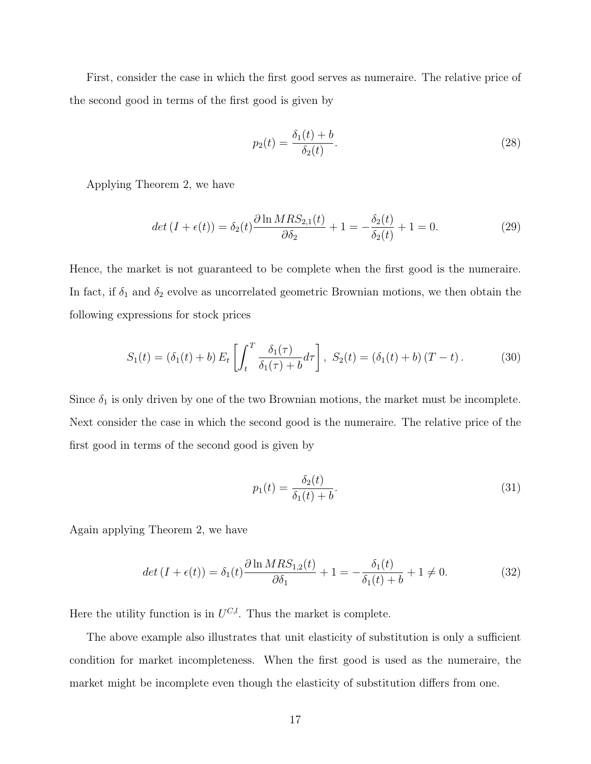First, consider the case in which the first good serves as numeraire. The relative price of the second good in terms of the first good is given by

$$p_2(t) = \frac{\delta_1(t) + b}{\delta_2(t)}. \tag{28}$$

Applying Theorem 2, we have

$$det\left(I + \epsilon(t)\right) = \delta_2(t)\frac{\partial \ln MRS_{2,1}(t)}{\partial \delta_2} + 1 = -\frac{\delta_2(t)}{\delta_2(t)} + 1 = 0. \tag{29}$$

Hence, the market is not guaranteed to be complete when the first good is the numeraire. In fact, if $\delta_1$ and $\delta_2$ evolve as uncorrelated geometric Brownian motions, we then obtain the following expressions for stock prices

$$S_1(t) = \left(\delta_1(t) + b\right) E_t\left[\int_t^T \frac{\delta_1(\tau)}{\delta_1(\tau) + b} d\tau\right], \; S_2(t) = \left(\delta_1(t) + b\right)(T - t). \tag{30}$$

Since $\delta_1$ is only driven by one of the two Brownian motions, the market must be incomplete. Next consider the case in which the second good is the numeraire. The relative price of the first good in terms of the second good is given by

$$p_1(t) = \frac{\delta_2(t)}{\delta_1(t) + b}. \tag{31}$$

Again applying Theorem 2, we have

$$det\left(I + \epsilon(t)\right) = \delta_1(t)\frac{\partial \ln MRS_{1,2}(t)}{\partial \delta_1} + 1 = -\frac{\delta_1(t)}{\delta_1(t) + b} + 1 \neq 0. \tag{32}$$

Here the utility function is in $U^{C,l}$. Thus the market is complete.

The above example also illustrates that unit elasticity of substitution is only a sufficient condition for market incompleteness. When the first good is used as the numeraire, the market might be incomplete even though the elasticity of substitution differs from one.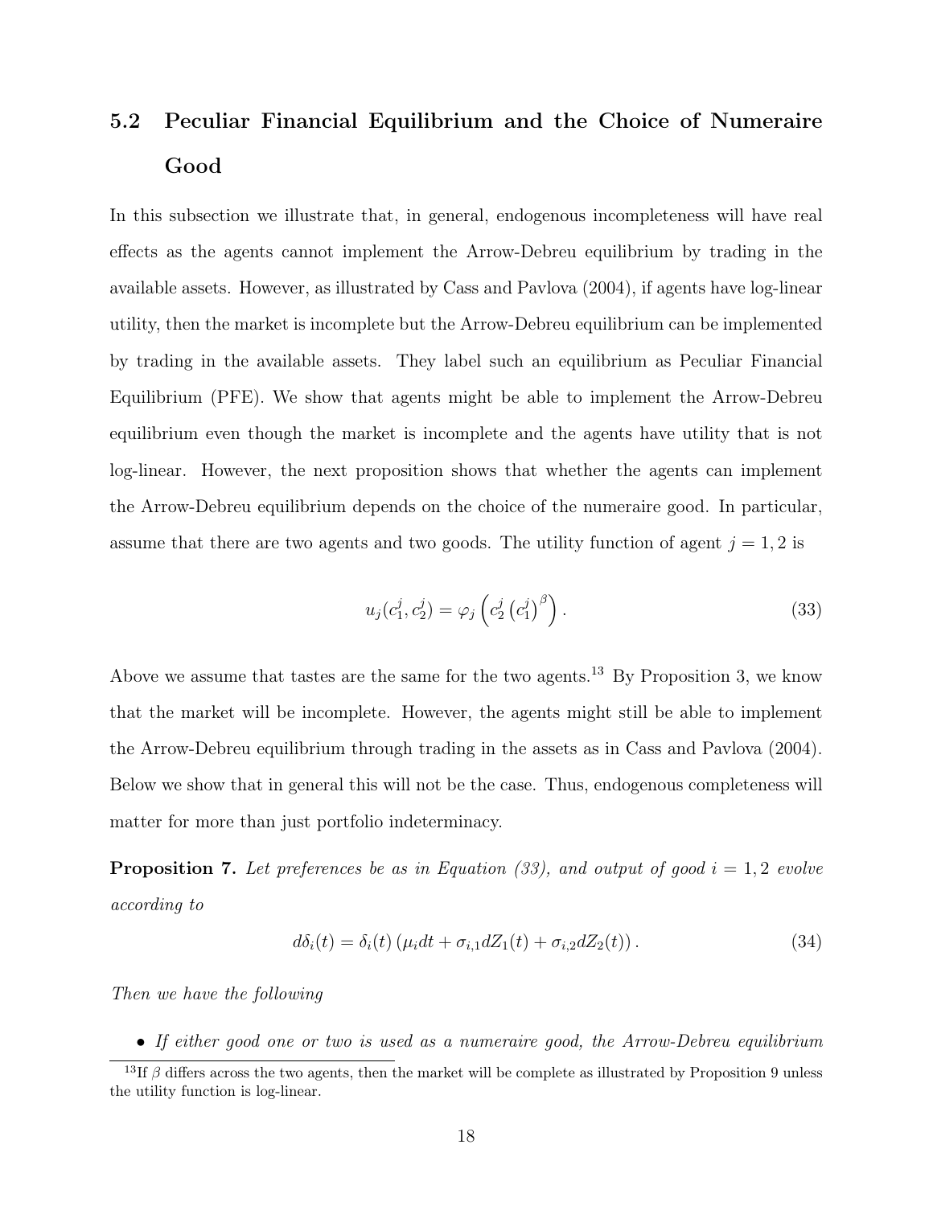### 5.2 Peculiar Financial Equilibrium and the Choice of Numeraire Good

In this subsection we illustrate that, in general, endogenous incompleteness will have real effects as the agents cannot implement the Arrow-Debreu equilibrium by trading in the available assets. However, as illustrated by Cass and Pavlova (2004), if agents have log-linear utility, then the market is incomplete but the Arrow-Debreu equilibrium can be implemented by trading in the available assets. They label such an equilibrium as Peculiar Financial Equilibrium (PFE). We show that agents might be able to implement the Arrow-Debreu equilibrium even though the market is incomplete and the agents have utility that is not log-linear. However, the next proposition shows that whether the agents can implement the Arrow-Debreu equilibrium depends on the choice of the numeraire good. In particular, assume that there are two agents and two goods. The utility function of agent $j = 1, 2$ is

$$u_j(c_1^j, c_2^j) = \varphi_j\left(c_2^j \left(c_1^j\right)^{\beta}\right). \tag{33}$$

Above we assume that tastes are the same for the two agents.[13] By Proposition 3, we know that the market will be incomplete. However, the agents might still be able to implement the Arrow-Debreu equilibrium through trading in the assets as in Cass and Pavlova (2004). Below we show that in general this will not be the case. Thus, endogenous completeness will matter for more than just portfolio indeterminacy.

**Proposition 7.** *Let preferences be as in Equation (33), and output of good $i = 1, 2$ evolve according to*

$$d\delta_i(t) = \delta_i(t)\left(\mu_i dt + \sigma_{i,1} dZ_1(t) + \sigma_{i,2} dZ_2(t)\right). \tag{34}$$

*Then we have the following*

- *If either good one or two is used as a numeraire good, the Arrow-Debreu equilibrium*

[13] If $\beta$ differs across the two agents, then the market will be complete as illustrated by Proposition 9 unless the utility function is log-linear.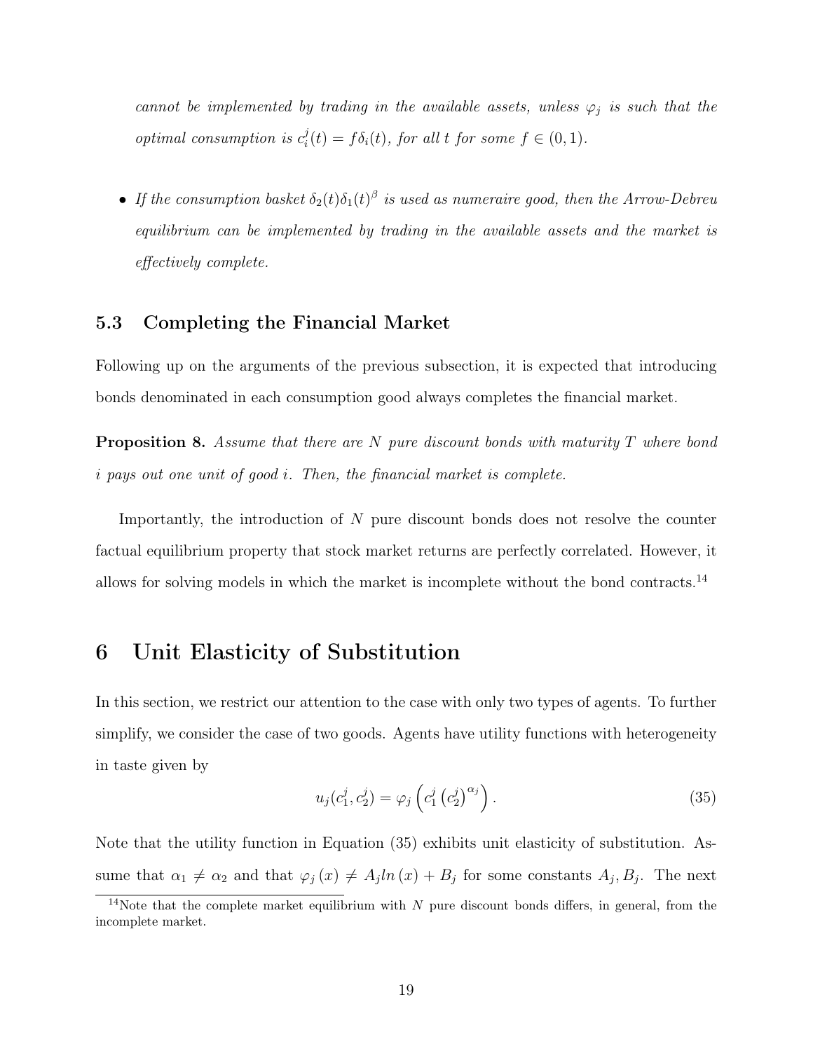*cannot be implemented by trading in the available assets, unless $\varphi_j$ is such that the optimal consumption is $c_i^j(t) = f\delta_i(t)$, for all $t$ for some $f \in (0,1)$.*

- *If the consumption basket $\delta_2(t)\delta_1(t)^\beta$ is used as numeraire good, then the Arrow-Debreu equilibrium can be implemented by trading in the available assets and the market is effectively complete.*

### 5.3 Completing the Financial Market

Following up on the arguments of the previous subsection, it is expected that introducing bonds denominated in each consumption good always completes the financial market.

**Proposition 8.** *Assume that there are $N$ pure discount bonds with maturity $T$ where bond $i$ pays out one unit of good $i$. Then, the financial market is complete.*

Importantly, the introduction of $N$ pure discount bonds does not resolve the counter factual equilibrium property that stock market returns are perfectly correlated. However, it allows for solving models in which the market is incomplete without the bond contracts.[14]

## 6 Unit Elasticity of Substitution

In this section, we restrict our attention to the case with only two types of agents. To further simplify, we consider the case of two goods. Agents have utility functions with heterogeneity in taste given by

$$u_j(c_1^j, c_2^j) = \varphi_j\left(c_1^j\left(c_2^j\right)^{\alpha_j}\right). \tag{35}$$

Note that the utility function in Equation (35) exhibits unit elasticity of substitution. Assume that $\alpha_1 \neq \alpha_2$ and that $\varphi_j(x) \neq A_j ln(x) + B_j$ for some constants $A_j, B_j$. The next

[14] Note that the complete market equilibrium with $N$ pure discount bonds differs, in general, from the incomplete market.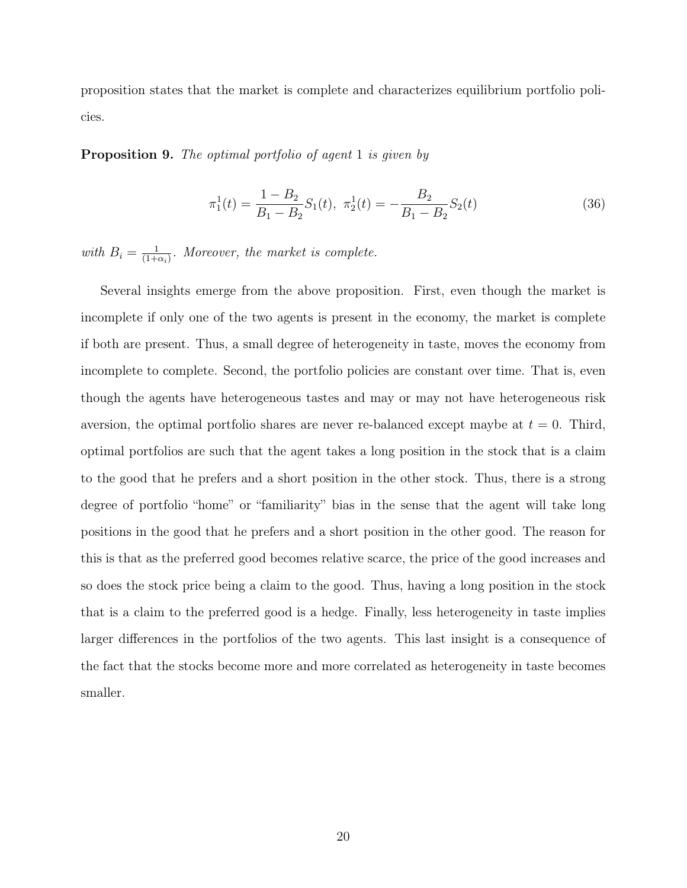proposition states that the market is complete and characterizes equilibrium portfolio policies.

**Proposition 9.** *The optimal portfolio of agent 1 is given by*

$$\pi_1^1(t) = \frac{1 - B_2}{B_1 - B_2} S_1(t), \ \pi_2^1(t) = -\frac{B_2}{B_1 - B_2} S_2(t) \tag{36}$$

*with* $B_i = \frac{1}{(1+\alpha_i)}$. *Moreover, the market is complete.*

Several insights emerge from the above proposition. First, even though the market is incomplete if only one of the two agents is present in the economy, the market is complete if both are present. Thus, a small degree of heterogeneity in taste, moves the economy from incomplete to complete. Second, the portfolio policies are constant over time. That is, even though the agents have heterogeneous tastes and may or may not have heterogeneous risk aversion, the optimal portfolio shares are never re-balanced except maybe at $t = 0$. Third, optimal portfolios are such that the agent takes a long position in the stock that is a claim to the good that he prefers and a short position in the other stock. Thus, there is a strong degree of portfolio "home" or "familiarity" bias in the sense that the agent will take long positions in the good that he prefers and a short position in the other good. The reason for this is that as the preferred good becomes relative scarce, the price of the good increases and so does the stock price being a claim to the good. Thus, having a long position in the stock that is a claim to the preferred good is a hedge. Finally, less heterogeneity in taste implies larger differences in the portfolios of the two agents. This last insight is a consequence of the fact that the stocks become more and more correlated as heterogeneity in taste becomes smaller.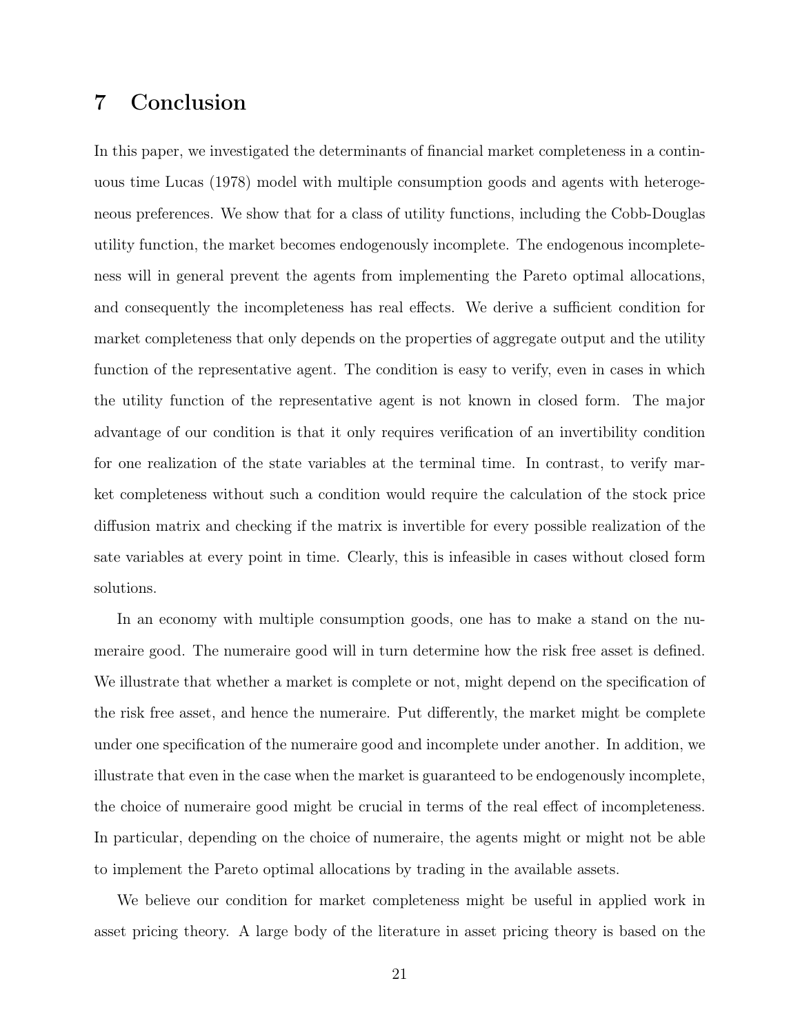# 7 Conclusion

In this paper, we investigated the determinants of financial market completeness in a continuous time Lucas (1978) model with multiple consumption goods and agents with heterogeneous preferences. We show that for a class of utility functions, including the Cobb-Douglas utility function, the market becomes endogenously incomplete. The endogenous incompleteness will in general prevent the agents from implementing the Pareto optimal allocations, and consequently the incompleteness has real effects. We derive a sufficient condition for market completeness that only depends on the properties of aggregate output and the utility function of the representative agent. The condition is easy to verify, even in cases in which the utility function of the representative agent is not known in closed form. The major advantage of our condition is that it only requires verification of an invertibility condition for one realization of the state variables at the terminal time. In contrast, to verify market completeness without such a condition would require the calculation of the stock price diffusion matrix and checking if the matrix is invertible for every possible realization of the sate variables at every point in time. Clearly, this is infeasible in cases without closed form solutions.

In an economy with multiple consumption goods, one has to make a stand on the numeraire good. The numeraire good will in turn determine how the risk free asset is defined. We illustrate that whether a market is complete or not, might depend on the specification of the risk free asset, and hence the numeraire. Put differently, the market might be complete under one specification of the numeraire good and incomplete under another. In addition, we illustrate that even in the case when the market is guaranteed to be endogenously incomplete, the choice of numeraire good might be crucial in terms of the real effect of incompleteness. In particular, depending on the choice of numeraire, the agents might or might not be able to implement the Pareto optimal allocations by trading in the available assets.

We believe our condition for market completeness might be useful in applied work in asset pricing theory. A large body of the literature in asset pricing theory is based on the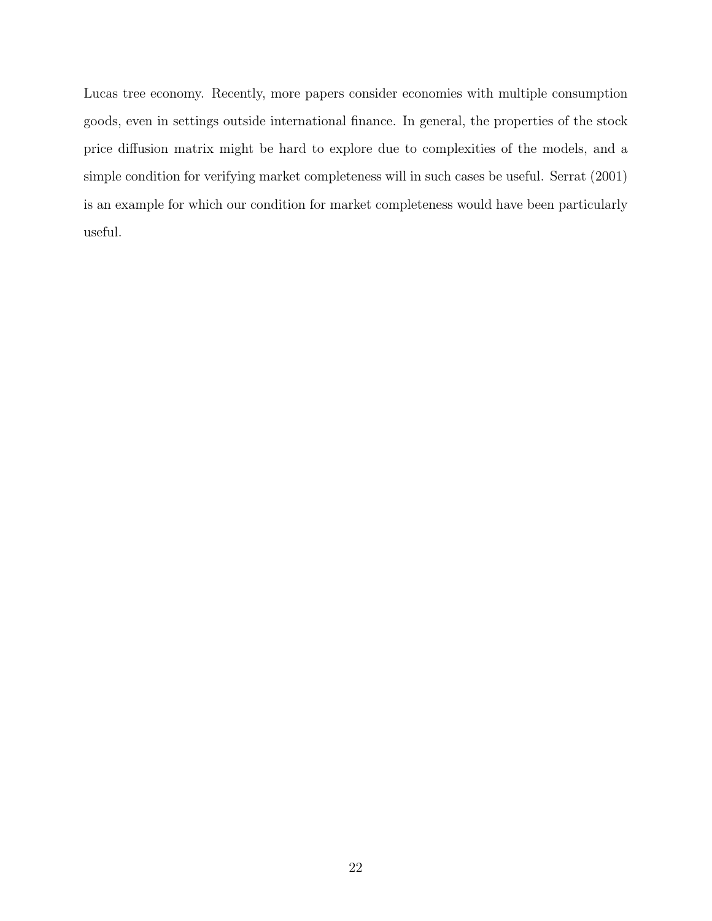Lucas tree economy. Recently, more papers consider economies with multiple consumption goods, even in settings outside international finance. In general, the properties of the stock price diffusion matrix might be hard to explore due to complexities of the models, and a simple condition for verifying market completeness will in such cases be useful. Serrat (2001) is an example for which our condition for market completeness would have been particularly useful.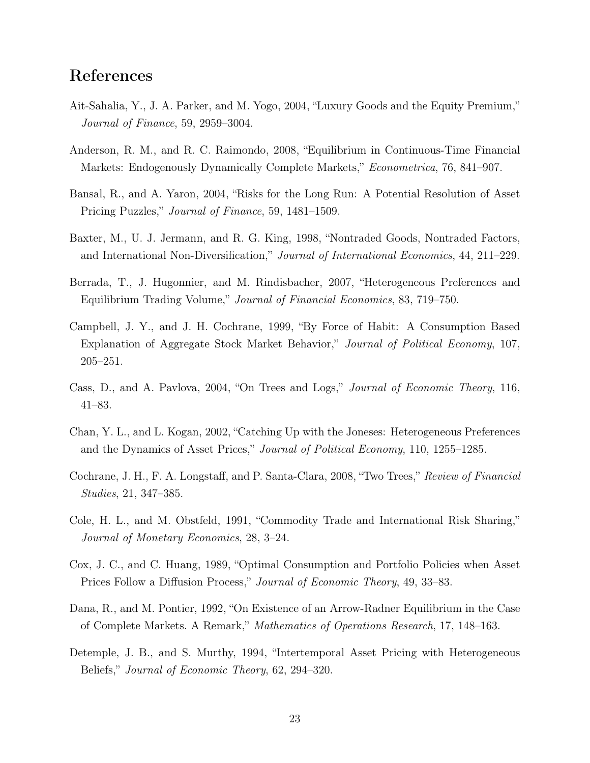# References

Ait-Sahalia, Y., J. A. Parker, and M. Yogo, 2004, "Luxury Goods and the Equity Premium," *Journal of Finance*, 59, 2959–3004.

Anderson, R. M., and R. C. Raimondo, 2008, "Equilibrium in Continuous-Time Financial Markets: Endogenously Dynamically Complete Markets," *Econometrica*, 76, 841–907.

Bansal, R., and A. Yaron, 2004, "Risks for the Long Run: A Potential Resolution of Asset Pricing Puzzles," *Journal of Finance*, 59, 1481–1509.

Baxter, M., U. J. Jermann, and R. G. King, 1998, "Nontraded Goods, Nontraded Factors, and International Non-Diversification," *Journal of International Economics*, 44, 211–229.

Berrada, T., J. Hugonnier, and M. Rindisbacher, 2007, "Heterogeneous Preferences and Equilibrium Trading Volume," *Journal of Financial Economics*, 83, 719–750.

Campbell, J. Y., and J. H. Cochrane, 1999, "By Force of Habit: A Consumption Based Explanation of Aggregate Stock Market Behavior," *Journal of Political Economy*, 107, 205–251.

Cass, D., and A. Pavlova, 2004, "On Trees and Logs," *Journal of Economic Theory*, 116, 41–83.

Chan, Y. L., and L. Kogan, 2002, "Catching Up with the Joneses: Heterogeneous Preferences and the Dynamics of Asset Prices," *Journal of Political Economy*, 110, 1255–1285.

Cochrane, J. H., F. A. Longstaff, and P. Santa-Clara, 2008, "Two Trees," *Review of Financial Studies*, 21, 347–385.

Cole, H. L., and M. Obstfeld, 1991, "Commodity Trade and International Risk Sharing," *Journal of Monetary Economics*, 28, 3–24.

Cox, J. C., and C. Huang, 1989, "Optimal Consumption and Portfolio Policies when Asset Prices Follow a Diffusion Process," *Journal of Economic Theory*, 49, 33–83.

Dana, R., and M. Pontier, 1992, "On Existence of an Arrow-Radner Equilibrium in the Case of Complete Markets. A Remark," *Mathematics of Operations Research*, 17, 148–163.

Detemple, J. B., and S. Murthy, 1994, "Intertemporal Asset Pricing with Heterogeneous Beliefs," *Journal of Economic Theory*, 62, 294–320.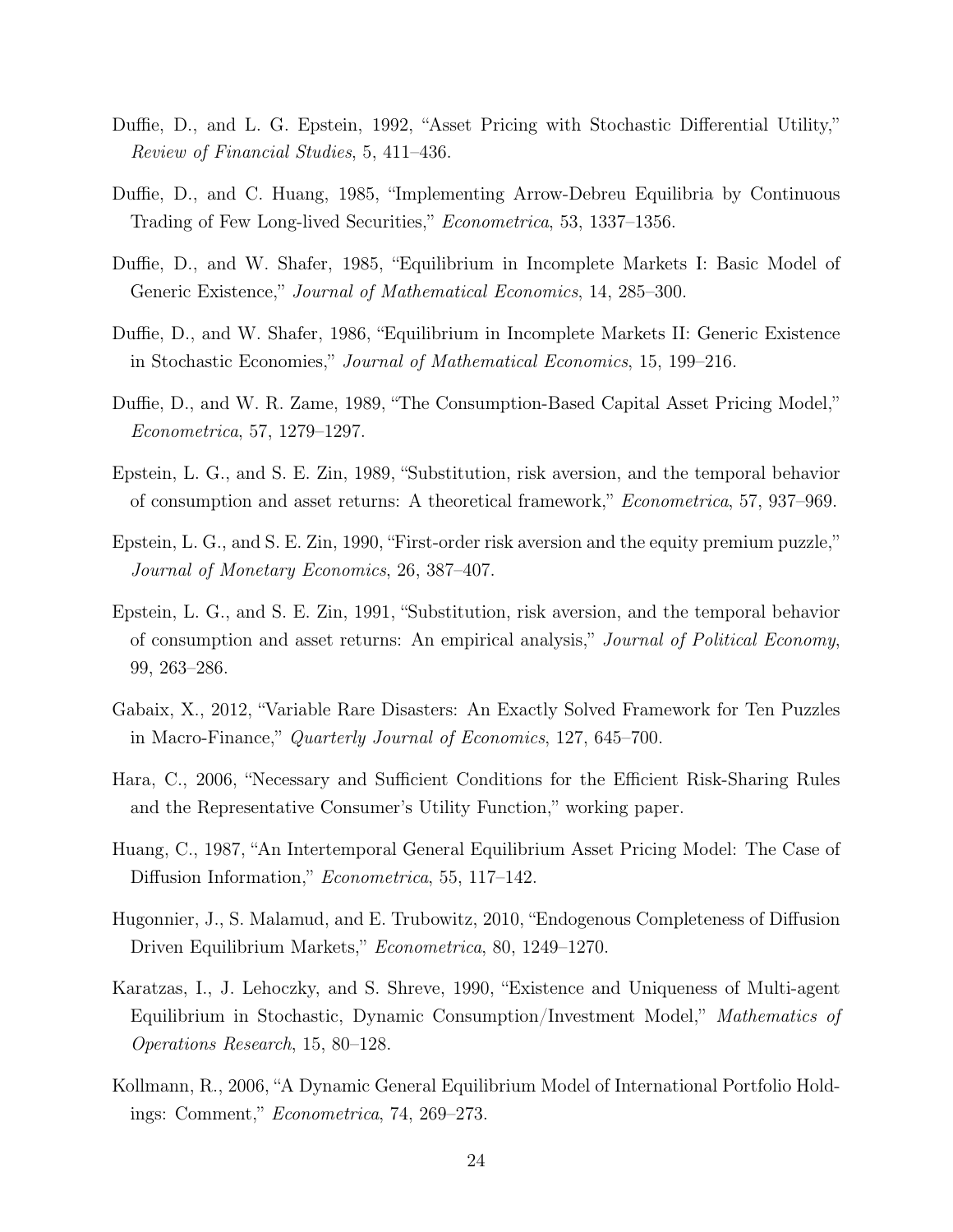Duffie, D., and L. G. Epstein, 1992, “Asset Pricing with Stochastic Differential Utility,” *Review of Financial Studies*, 5, 411–436.

Duffie, D., and C. Huang, 1985, “Implementing Arrow-Debreu Equilibria by Continuous Trading of Few Long-lived Securities,” *Econometrica*, 53, 1337–1356.

Duffie, D., and W. Shafer, 1985, “Equilibrium in Incomplete Markets I: Basic Model of Generic Existence,” *Journal of Mathematical Economics*, 14, 285–300.

Duffie, D., and W. Shafer, 1986, “Equilibrium in Incomplete Markets II: Generic Existence in Stochastic Economies,” *Journal of Mathematical Economics*, 15, 199–216.

Duffie, D., and W. R. Zame, 1989, “The Consumption-Based Capital Asset Pricing Model,” *Econometrica*, 57, 1279–1297.

Epstein, L. G., and S. E. Zin, 1989, “Substitution, risk aversion, and the temporal behavior of consumption and asset returns: A theoretical framework,” *Econometrica*, 57, 937–969.

Epstein, L. G., and S. E. Zin, 1990, “First-order risk aversion and the equity premium puzzle,” *Journal of Monetary Economics*, 26, 387–407.

Epstein, L. G., and S. E. Zin, 1991, “Substitution, risk aversion, and the temporal behavior of consumption and asset returns: An empirical analysis,” *Journal of Political Economy*, 99, 263–286.

Gabaix, X., 2012, “Variable Rare Disasters: An Exactly Solved Framework for Ten Puzzles in Macro-Finance,” *Quarterly Journal of Economics*, 127, 645–700.

Hara, C., 2006, “Necessary and Sufficient Conditions for the Efficient Risk-Sharing Rules and the Representative Consumer’s Utility Function,” working paper.

Huang, C., 1987, “An Intertemporal General Equilibrium Asset Pricing Model: The Case of Diffusion Information,” *Econometrica*, 55, 117–142.

Hugonnier, J., S. Malamud, and E. Trubowitz, 2010, “Endogenous Completeness of Diffusion Driven Equilibrium Markets,” *Econometrica*, 80, 1249–1270.

Karatzas, I., J. Lehoczky, and S. Shreve, 1990, “Existence and Uniqueness of Multi-agent Equilibrium in Stochastic, Dynamic Consumption/Investment Model,” *Mathematics of Operations Research*, 15, 80–128.

Kollmann, R., 2006, “A Dynamic General Equilibrium Model of International Portfolio Holdings: Comment,” *Econometrica*, 74, 269–273.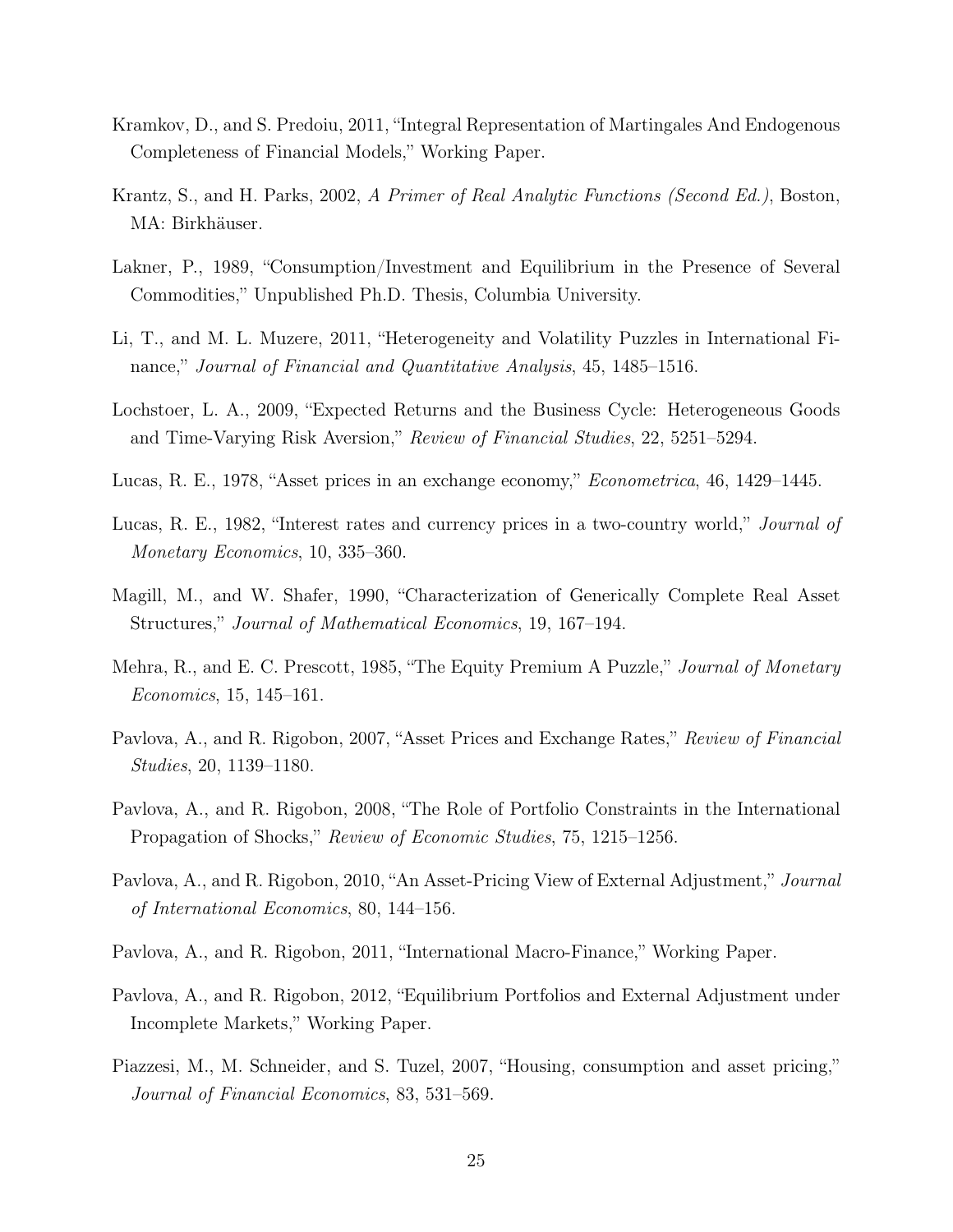Kramkov, D., and S. Predoiu, 2011, "Integral Representation of Martingales And Endogenous Completeness of Financial Models," Working Paper.

Krantz, S., and H. Parks, 2002, *A Primer of Real Analytic Functions (Second Ed.)*, Boston, MA: Birkhäuser.

Lakner, P., 1989, "Consumption/Investment and Equilibrium in the Presence of Several Commodities," Unpublished Ph.D. Thesis, Columbia University.

Li, T., and M. L. Muzere, 2011, "Heterogeneity and Volatility Puzzles in International Finance," *Journal of Financial and Quantitative Analysis*, 45, 1485–1516.

Lochstoer, L. A., 2009, "Expected Returns and the Business Cycle: Heterogeneous Goods and Time-Varying Risk Aversion," *Review of Financial Studies*, 22, 5251–5294.

Lucas, R. E., 1978, "Asset prices in an exchange economy," *Econometrica*, 46, 1429–1445.

Lucas, R. E., 1982, "Interest rates and currency prices in a two-country world," *Journal of Monetary Economics*, 10, 335–360.

Magill, M., and W. Shafer, 1990, "Characterization of Generically Complete Real Asset Structures," *Journal of Mathematical Economics*, 19, 167–194.

Mehra, R., and E. C. Prescott, 1985, "The Equity Premium A Puzzle," *Journal of Monetary Economics*, 15, 145–161.

Pavlova, A., and R. Rigobon, 2007, "Asset Prices and Exchange Rates," *Review of Financial Studies*, 20, 1139–1180.

Pavlova, A., and R. Rigobon, 2008, "The Role of Portfolio Constraints in the International Propagation of Shocks," *Review of Economic Studies*, 75, 1215–1256.

Pavlova, A., and R. Rigobon, 2010, "An Asset-Pricing View of External Adjustment," *Journal of International Economics*, 80, 144–156.

Pavlova, A., and R. Rigobon, 2011, "International Macro-Finance," Working Paper.

Pavlova, A., and R. Rigobon, 2012, "Equilibrium Portfolios and External Adjustment under Incomplete Markets," Working Paper.

Piazzesi, M., M. Schneider, and S. Tuzel, 2007, "Housing, consumption and asset pricing," *Journal of Financial Economics*, 83, 531–569.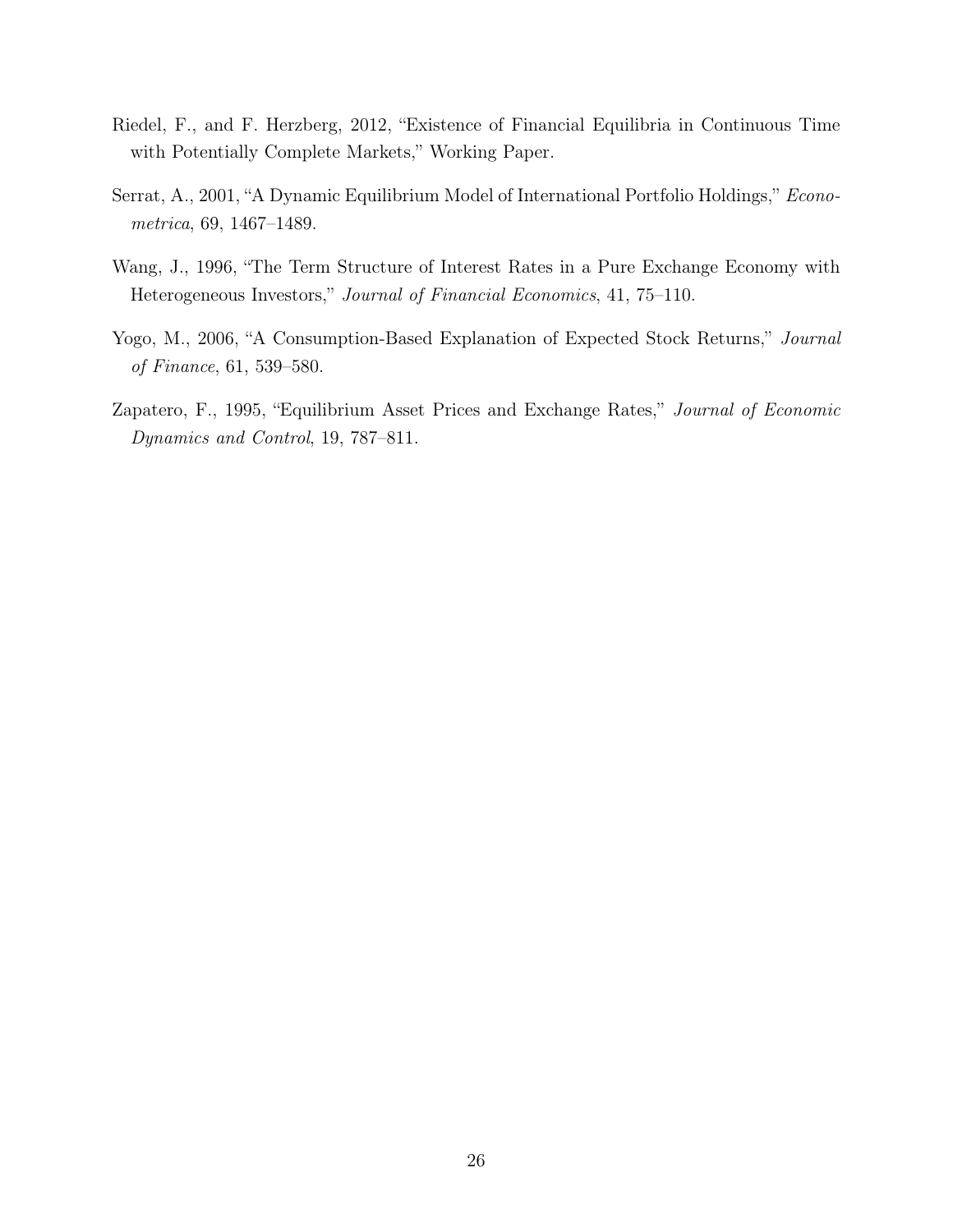Riedel, F., and F. Herzberg, 2012, "Existence of Financial Equilibria in Continuous Time with Potentially Complete Markets," Working Paper.

Serrat, A., 2001, "A Dynamic Equilibrium Model of International Portfolio Holdings," *Econometrica*, 69, 1467–1489.

Wang, J., 1996, "The Term Structure of Interest Rates in a Pure Exchange Economy with Heterogeneous Investors," *Journal of Financial Economics*, 41, 75–110.

Yogo, M., 2006, "A Consumption-Based Explanation of Expected Stock Returns," *Journal of Finance*, 61, 539–580.

Zapatero, F., 1995, "Equilibrium Asset Prices and Exchange Rates," *Journal of Economic Dynamics and Control*, 19, 787–811.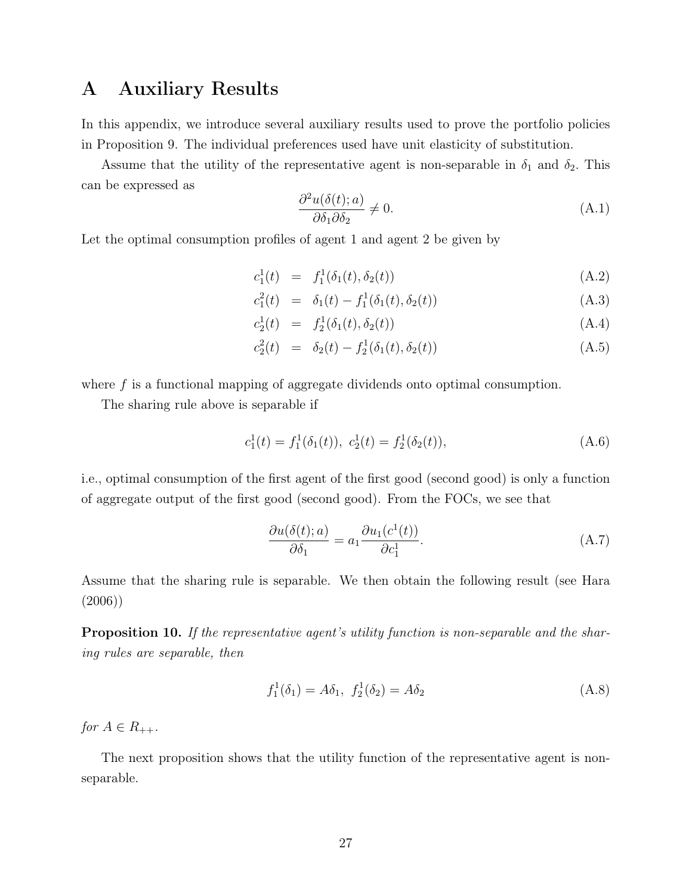# A Auxiliary Results

In this appendix, we introduce several auxiliary results used to prove the portfolio policies in Proposition 9. The individual preferences used have unit elasticity of substitution.

Assume that the utility of the representative agent is non-separable in $\delta_1$ and $\delta_2$. This can be expressed as

$$\frac{\partial^2 u(\delta(t); a)}{\partial \delta_1 \partial \delta_2} \neq 0. \tag{A.1}$$

Let the optimal consumption profiles of agent 1 and agent 2 be given by

$$c_1^1(t) = f_1^1(\delta_1(t), \delta_2(t)) \tag{A.2}$$

$$c_1^2(t) = \delta_1(t) - f_1^1(\delta_1(t), \delta_2(t)) \tag{A.3}$$

$$c_2^1(t) = f_2^1(\delta_1(t), \delta_2(t)) \tag{A.4}$$

$$c_2^2(t) = \delta_2(t) - f_2^1(\delta_1(t), \delta_2(t)) \tag{A.5}$$

where $f$ is a functional mapping of aggregate dividends onto optimal consumption.

The sharing rule above is separable if

$$c_1^1(t) = f_1^1(\delta_1(t)),\ c_2^1(t) = f_2^1(\delta_2(t)), \tag{A.6}$$

i.e., optimal consumption of the first agent of the first good (second good) is only a function of aggregate output of the first good (second good). From the FOCs, we see that

$$\frac{\partial u(\delta(t); a)}{\partial \delta_1} = a_1 \frac{\partial u_1(c^1(t))}{\partial c_1^1}. \tag{A.7}$$

Assume that the sharing rule is separable. We then obtain the following result (see Hara (2006))

**Proposition 10.** *If the representative agent's utility function is non-separable and the sharing rules are separable, then*

$$f_1^1(\delta_1) = A\delta_1,\ f_2^1(\delta_2) = A\delta_2 \tag{A.8}$$

*for* $A \in R_{++}$.

The next proposition shows that the utility function of the representative agent is non-separable.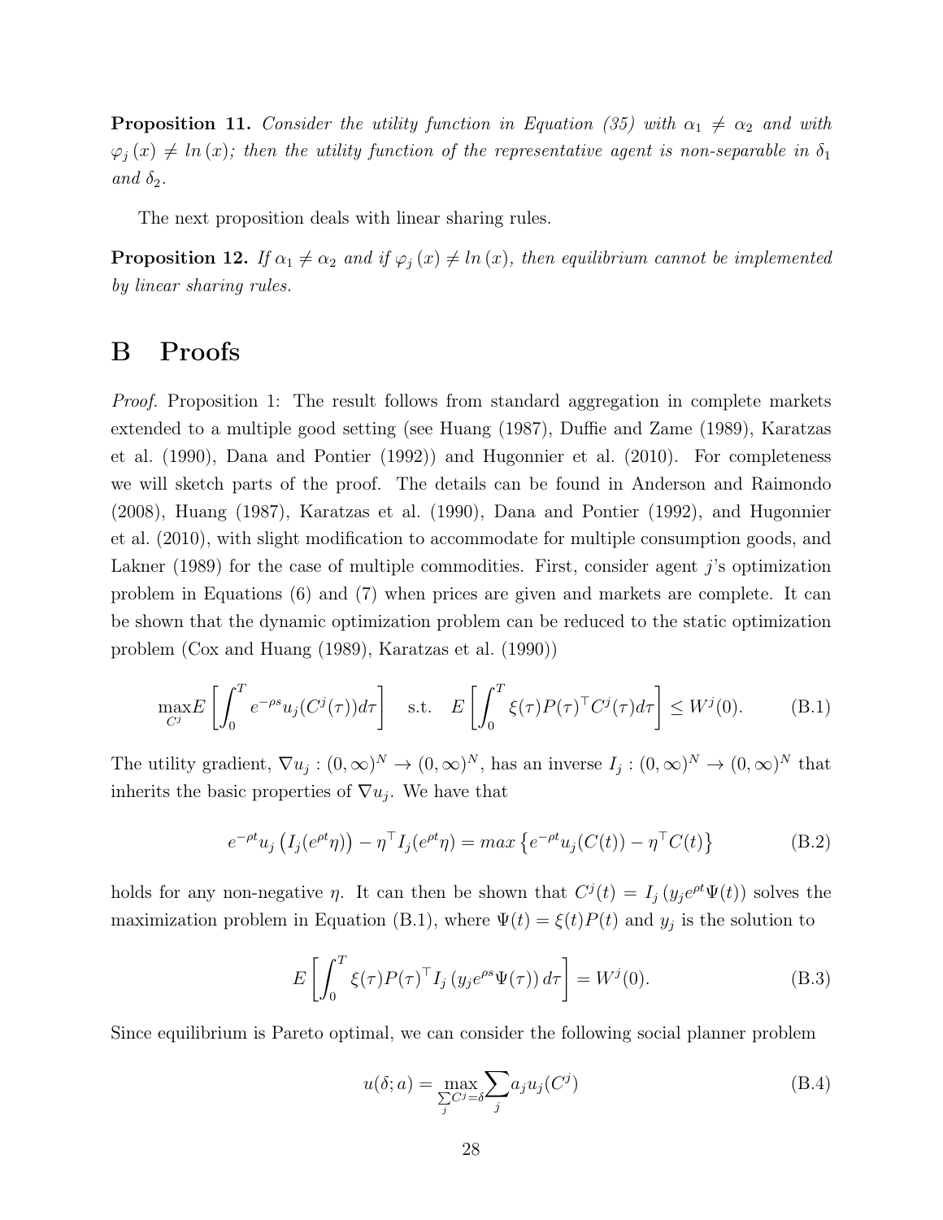**Proposition 11.** *Consider the utility function in Equation (35) with $\alpha_1 \neq \alpha_2$ and with $\varphi_j(x) \neq ln(x)$; then the utility function of the representative agent is non-separable in $\delta_1$ and $\delta_2$.*

The next proposition deals with linear sharing rules.

**Proposition 12.** *If $\alpha_1 \neq \alpha_2$ and if $\varphi_j(x) \neq ln(x)$, then equilibrium cannot be implemented by linear sharing rules.*

# B Proofs

*Proof.* Proposition 1: The result follows from standard aggregation in complete markets extended to a multiple good setting (see Huang (1987), Duffie and Zame (1989), Karatzas et al. (1990), Dana and Pontier (1992)) and Hugonnier et al. (2010). For completeness we will sketch parts of the proof. The details can be found in Anderson and Raimondo (2008), Huang (1987), Karatzas et al. (1990), Dana and Pontier (1992), and Hugonnier et al. (2010), with slight modification to accommodate for multiple consumption goods, and Lakner (1989) for the case of multiple commodities. First, consider agent $j$'s optimization problem in Equations (6) and (7) when prices are given and markets are complete. It can be shown that the dynamic optimization problem can be reduced to the static optimization problem (Cox and Huang (1989), Karatzas et al. (1990))

$$\max_{C^j} E\left[\int_0^T e^{-\rho s} u_j(C^j(\tau))d\tau\right] \quad \text{s.t.} \quad E\left[\int_0^T \xi(\tau)P(\tau)^\top C^j(\tau)d\tau\right] \leq W^j(0). \tag{B.1}$$

The utility gradient, $\nabla u_j : (0,\infty)^N \to (0,\infty)^N$, has an inverse $I_j : (0,\infty)^N \to (0,\infty)^N$ that inherits the basic properties of $\nabla u_j$. We have that

$$e^{-\rho t} u_j\left(I_j(e^{\rho t}\eta)\right) - \eta^\top I_j(e^{\rho t}\eta) = max\left\{e^{-\rho t} u_j(C(t)) - \eta^\top C(t)\right\} \tag{B.2}$$

holds for any non-negative $\eta$. It can then be shown that $C^j(t) = I_j\left(y_j e^{\rho t}\Psi(t)\right)$ solves the maximization problem in Equation (B.1), where $\Psi(t) = \xi(t)P(t)$ and $y_j$ is the solution to

$$E\left[\int_0^T \xi(\tau)P(\tau)^\top I_j\left(y_j e^{\rho s}\Psi(\tau)\right)d\tau\right] = W^j(0). \tag{B.3}$$

Since equilibrium is Pareto optimal, we can consider the following social planner problem

$$u(\delta; a) = \max_{\sum_j C^j = \delta} \sum_j a_j u_j(C^j) \tag{B.4}$$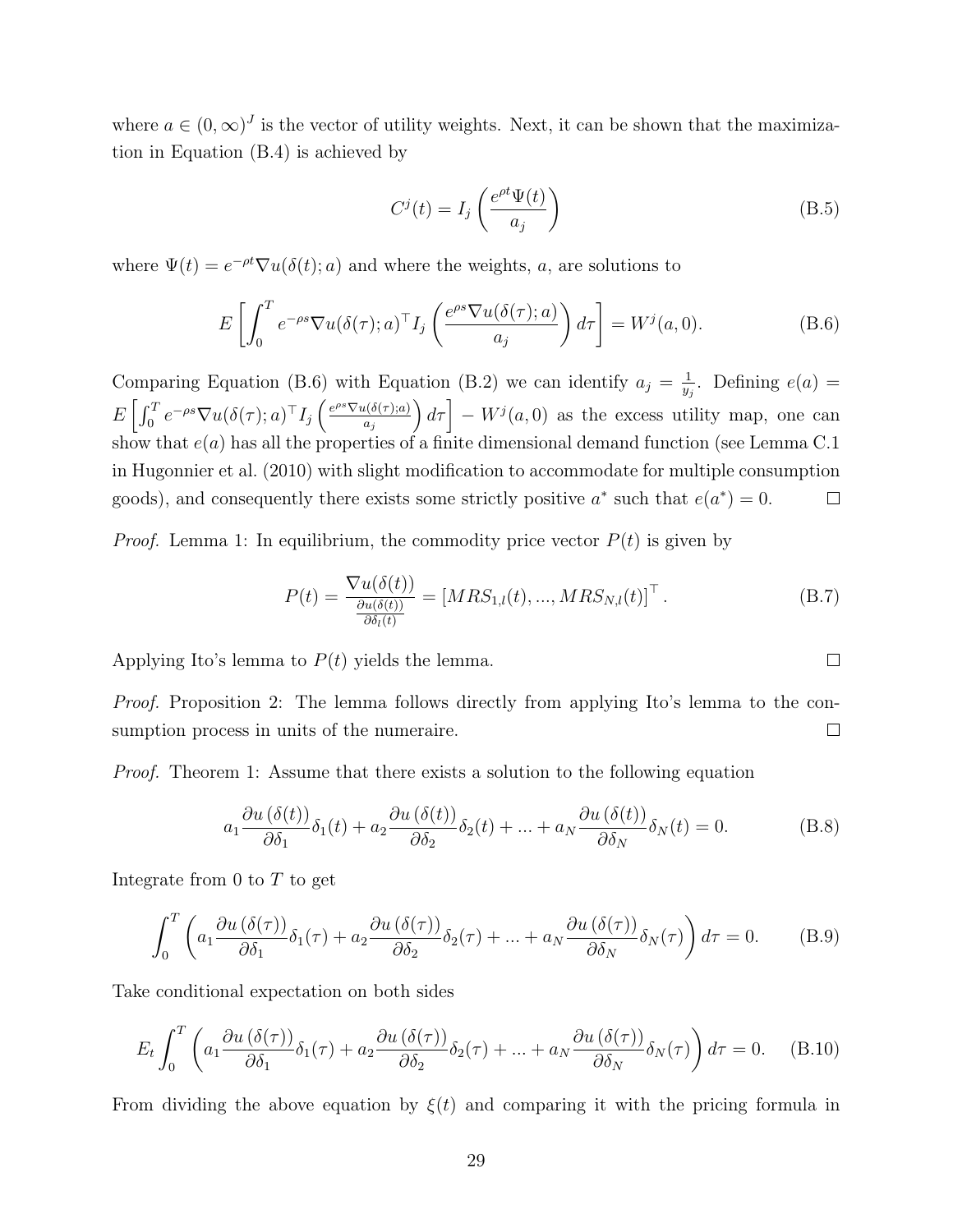where $a \in (0, \infty)^J$ is the vector of utility weights. Next, it can be shown that the maximization in Equation (B.4) is achieved by

$$C^j(t) = I_j \left( \frac{e^{\rho t} \Psi(t)}{a_j} \right) \tag{B.5}$$

where $\Psi(t) = e^{-\rho t} \nabla u(\delta(t); a)$ and where the weights, $a$, are solutions to

$$E \left[ \int_0^T e^{-\rho s} \nabla u(\delta(\tau); a)^\top I_j \left( \frac{e^{\rho s} \nabla u(\delta(\tau); a)}{a_j} \right) d\tau \right] = W^j(a, 0). \tag{B.6}$$

Comparing Equation (B.6) with Equation (B.2) we can identify $a_j = \frac{1}{y_j}$. Defining $e(a) = E \left[ \int_0^T e^{-\rho s} \nabla u(\delta(\tau); a)^\top I_j \left( \frac{e^{\rho s} \nabla u(\delta(\tau); a)}{a_j} \right) d\tau \right] - W^j(a, 0)$ as the excess utility map, one can show that $e(a)$ has all the properties of a finite dimensional demand function (see Lemma C.1 in Hugonnier et al. (2010) with slight modification to accommodate for multiple consumption goods), and consequently there exists some strictly positive $a^*$ such that $e(a^*) = 0$. □

*Proof.* Lemma 1: In equilibrium, the commodity price vector $P(t)$ is given by

$$P(t) = \frac{\nabla u(\delta(t))}{\frac{\partial u(\delta(t))}{\partial \delta_l(t)}} = [MRS_{1,l}(t), ..., MRS_{N,l}(t)]^\top. \tag{B.7}$$

Applying Ito's lemma to $P(t)$ yields the lemma. □

*Proof.* Proposition 2: The lemma follows directly from applying Ito's lemma to the consumption process in units of the numeraire. □

*Proof.* Theorem 1: Assume that there exists a solution to the following equation

$$a_1 \frac{\partial u(\delta(t))}{\partial \delta_1} \delta_1(t) + a_2 \frac{\partial u(\delta(t))}{\partial \delta_2} \delta_2(t) + ... + a_N \frac{\partial u(\delta(t))}{\partial \delta_N} \delta_N(t) = 0. \tag{B.8}$$

Integrate from 0 to $T$ to get

$$\int_0^T \left( a_1 \frac{\partial u(\delta(\tau))}{\partial \delta_1} \delta_1(\tau) + a_2 \frac{\partial u(\delta(\tau))}{\partial \delta_2} \delta_2(\tau) + ... + a_N \frac{\partial u(\delta(\tau))}{\partial \delta_N} \delta_N(\tau) \right) d\tau = 0. \tag{B.9}$$

Take conditional expectation on both sides

$$E_t \int_0^T \left( a_1 \frac{\partial u(\delta(\tau))}{\partial \delta_1} \delta_1(\tau) + a_2 \frac{\partial u(\delta(\tau))}{\partial \delta_2} \delta_2(\tau) + ... + a_N \frac{\partial u(\delta(\tau))}{\partial \delta_N} \delta_N(\tau) \right) d\tau = 0. \tag{B.10}$$

From dividing the above equation by $\xi(t)$ and comparing it with the pricing formula in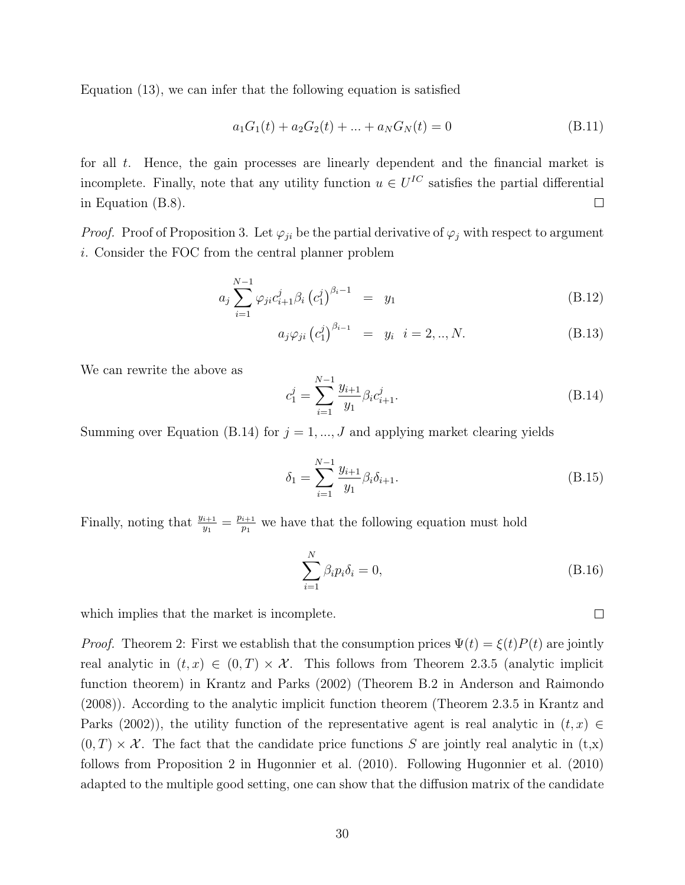Equation (13), we can infer that the following equation is satisfied

$$a_1 G_1(t) + a_2 G_2(t) + ... + a_N G_N(t) = 0 \tag{B.11}$$

for all $t$. Hence, the gain processes are linearly dependent and the financial market is incomplete. Finally, note that any utility function $u \in U^{IC}$ satisfies the partial differential in Equation (B.8). $\square$

*Proof.* Proof of Proposition 3. Let $\varphi_{ji}$ be the partial derivative of $\varphi_j$ with respect to argument $i$. Consider the FOC from the central planner problem

$$a_j \sum_{i=1}^{N-1} \varphi_{ji} c_{i+1}^j \beta_i \left(c_1^j\right)^{\beta_i - 1} = y_1 \tag{B.12}$$

$$a_j \varphi_{ji} \left(c_1^j\right)^{\beta_{i-1}} = y_i \quad i = 2, .., N. \tag{B.13}$$

We can rewrite the above as

$$c_1^j = \sum_{i=1}^{N-1} \frac{y_{i+1}}{y_1} \beta_i c_{i+1}^j. \tag{B.14}$$

Summing over Equation (B.14) for $j = 1, ..., J$ and applying market clearing yields

$$\delta_1 = \sum_{i=1}^{N-1} \frac{y_{i+1}}{y_1} \beta_i \delta_{i+1}. \tag{B.15}$$

Finally, noting that $\frac{y_{i+1}}{y_1} = \frac{p_{i+1}}{p_1}$ we have that the following equation must hold

$$\sum_{i=1}^{N} \beta_i p_i \delta_i = 0, \tag{B.16}$$

which implies that the market is incomplete. $\square$

*Proof.* Theorem 2: First we establish that the consumption prices $\Psi(t) = \xi(t)P(t)$ are jointly real analytic in $(t, x) \in (0, T) \times \mathcal{X}$. This follows from Theorem 2.3.5 (analytic implicit function theorem) in Krantz and Parks (2002) (Theorem B.2 in Anderson and Raimondo (2008)). According to the analytic implicit function theorem (Theorem 2.3.5 in Krantz and Parks (2002)), the utility function of the representative agent is real analytic in $(t, x) \in (0, T) \times \mathcal{X}$. The fact that the candidate price functions $S$ are jointly real analytic in (t,x) follows from Proposition 2 in Hugonnier et al. (2010). Following Hugonnier et al. (2010) adapted to the multiple good setting, one can show that the diffusion matrix of the candidate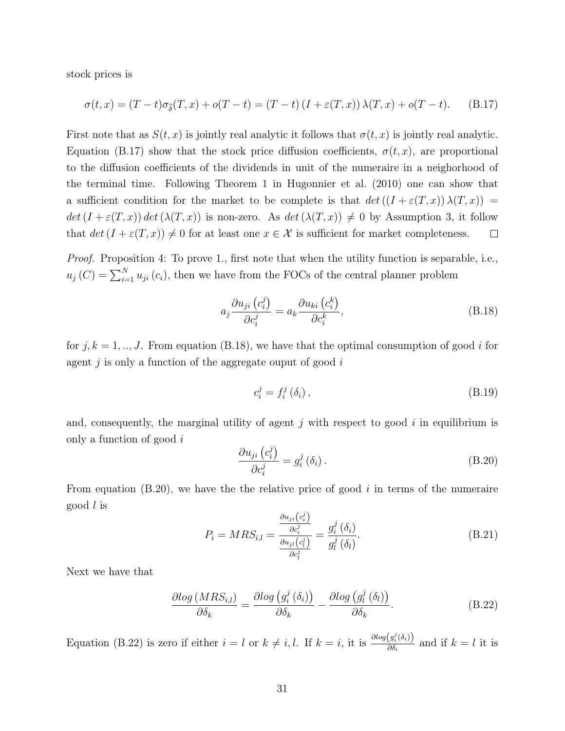stock prices is

$$\sigma(t,x) = (T-t)\sigma_{\tilde{\delta}}(T,x) + o(T-t) = (T-t)\left(I + \varepsilon(T,x)\right)\lambda(T,x) + o(T-t). \tag{B.17}$$

First note that as $S(t,x)$ is jointly real analytic it follows that $\sigma(t,x)$ is jointly real analytic. Equation (B.17) show that the stock price diffusion coefficients, $\sigma(t,x)$, are proportional to the diffusion coefficients of the dividends in unit of the numeraire in a neighorhood of the terminal time. Following Theorem 1 in Hugonnier et al. (2010) one can show that a sufficient condition for the market to be complete is that $det\left(\left(I + \varepsilon(T,x)\right)\lambda(T,x)\right) = det\left(I + \varepsilon(T,x)\right) det\left(\lambda(T,x)\right)$ is non-zero. As $det\left(\lambda(T,x)\right) \neq 0$ by Assumption 3, it follow that $det\left(I + \varepsilon(T,x)\right) \neq 0$ for at least one $x \in \mathcal{X}$ is sufficient for market completeness. □

*Proof.* Proposition 4: To prove 1., first note that when the utility function is separable, i.e., $u_j\left(C\right) = \sum_{i=1}^{N} u_{ji}\left(c_i\right)$, then we have from the FOCs of the central planner problem

$$a_j \frac{\partial u_{ji}\left(c_i^j\right)}{\partial c_i^j} = a_k \frac{\partial u_{ki}\left(c_i^k\right)}{\partial c_i^k}, \tag{B.18}$$

for $j,k = 1,..,J$. From equation (B.18), we have that the optimal consumption of good $i$ for agent $j$ is only a function of the aggregate ouput of good $i$

$$c_i^j = f_i^j\left(\delta_i\right), \tag{B.19}$$

and, consequently, the marginal utility of agent $j$ with respect to good $i$ in equilibrium is only a function of good $i$

$$\frac{\partial u_{ji}\left(c_i^j\right)}{\partial c_i^j} = g_i^j\left(\delta_i\right). \tag{B.20}$$

From equation (B.20), we have the the relative price of good $i$ in terms of the numeraire good $l$ is

$$P_i = MRS_{i,l} = \frac{\frac{\partial u_{ji}\left(c_i^j\right)}{\partial c_i^j}}{\frac{\partial u_{jl}\left(c_l^j\right)}{\partial c_l^j}} = \frac{g_i^j\left(\delta_i\right)}{g_l^j\left(\delta_l\right)}. \tag{B.21}$$

Next we have that

$$\frac{\partial log\left(MRS_{i,l}\right)}{\partial \delta_k} = \frac{\partial log\left(g_i^j\left(\delta_i\right)\right)}{\partial \delta_k} - \frac{\partial log\left(g_l^j\left(\delta_l\right)\right)}{\partial \delta_k}. \tag{B.22}$$

Equation (B.22) is zero if either $i = l$ or $k \neq i, l$. If $k = i$, it is $\frac{\partial log\left(g_i^j(\delta_i)\right)}{\partial \delta_i}$ and if $k = l$ it is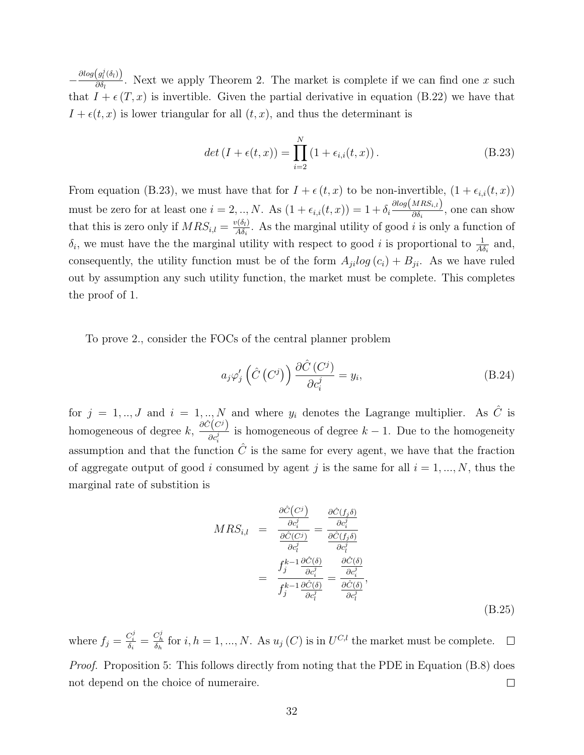$-\frac{\partial log\left(g_l^j(\delta_l)\right)}{\partial \delta_l}$. Next we apply Theorem 2. The market is complete if we can find one $x$ such that $I + \epsilon(T, x)$ is invertible. Given the partial derivative in equation (B.22) we have that $I + \epsilon(t, x)$ is lower triangular for all $(t, x)$, and thus the determinant is

$$det\left(I + \epsilon(t, x)\right) = \prod_{i=2}^{N}\left(1 + \epsilon_{i,i}(t, x)\right). \tag{B.23}$$

From equation (B.23), we must have that for $I + \epsilon(t, x)$ to be non-invertible, $(1 + \epsilon_{i,i}(t, x))$ must be zero for at least one $i = 2, .., N$. As $(1 + \epsilon_{i,i}(t, x)) = 1 + \delta_i \frac{\partial log\left(MRS_{i,l}\right)}{\partial \delta_i}$, one can show that this is zero only if $MRS_{i,l} = \frac{v(\delta_l)}{A\delta_i}$. As the marginal utility of good $i$ is only a function of $\delta_i$, we must have the the marginal utility with respect to good $i$ is proportional to $\frac{1}{A\delta_i}$ and, consequently, the utility function must be of the form $A_{ji} log\left(c_i\right) + B_{ji}$. As we have ruled out by assumption any such utility function, the market must be complete. This completes the proof of 1.

To prove 2., consider the FOCs of the central planner problem

$$a_j \varphi_j'\left(\hat{C}\left(C^j\right)\right)\frac{\partial \hat{C}\left(C^j\right)}{\partial c_i^j} = y_i, \tag{B.24}$$

for $j = 1, .., J$ and $i = 1, .., N$ and where $y_i$ denotes the Lagrange multiplier. As $\hat{C}$ is homogeneous of degree $k$, $\frac{\partial \hat{C}\left(C^j\right)}{\partial c_i^j}$ is homogeneous of degree $k-1$. Due to the homogeneity assumption and that the function $\hat{C}$ is the same for every agent, we have that the fraction of aggregate output of good $i$ consumed by agent $j$ is the same for all $i = 1, ..., N$, thus the marginal rate of substition is

$$\begin{aligned}
MRS_{i,l} &= \frac{\frac{\partial \hat{C}\left(C^j\right)}{\partial c_i^j}}{\frac{\partial \hat{C}\left(C^j\right)}{\partial c_l^j}} = \frac{\frac{\partial \hat{C}(f_j\delta)}{\partial c_i^j}}{\frac{\partial \hat{C}(f_j\delta)}{\partial c_l^j}} \\
&= \frac{f_j^{k-1}\frac{\partial \hat{C}(\delta)}{\partial c_i^j}}{f_j^{k-1}\frac{\partial \hat{C}(\delta)}{\partial c_l^j}} = \frac{\frac{\partial \hat{C}(\delta)}{\partial c_i^j}}{\frac{\partial \hat{C}(\delta)}{\partial c_l^j}},
\end{aligned} \tag{B.25}$$

where $f_j = \frac{C_i^j}{\delta_i} = \frac{C_h^j}{\delta_h}$ for $i, h = 1, ..., N$. As $u_j\left(C\right)$ is in $U^{C,l}$ the market must be complete. $\square$

*Proof.* Proposition 5: This follows directly from noting that the PDE in Equation (B.8) does not depend on the choice of numeraire. $\square$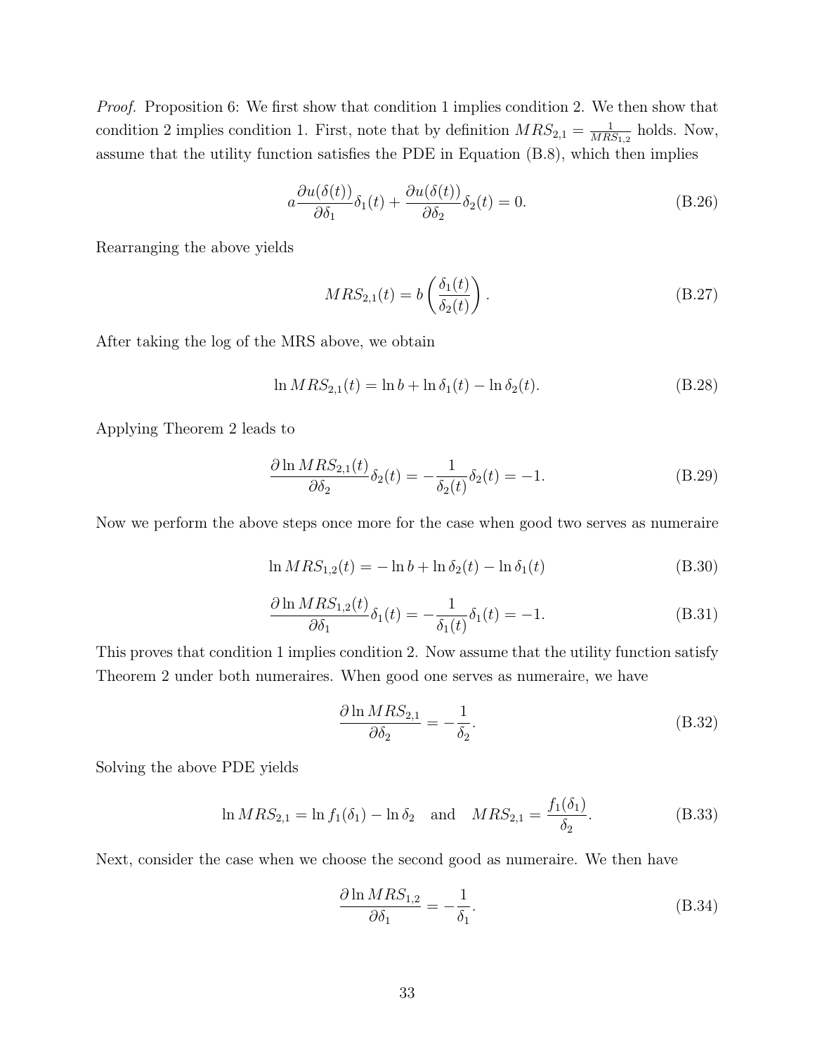*Proof.* Proposition 6: We first show that condition 1 implies condition 2. We then show that condition 2 implies condition 1. First, note that by definition $MRS_{2,1} = \frac{1}{MRS_{1,2}}$ holds. Now, assume that the utility function satisfies the PDE in Equation (B.8), which then implies

$$a\frac{\partial u(\delta(t))}{\partial \delta_1}\delta_1(t) + \frac{\partial u(\delta(t))}{\partial \delta_2}\delta_2(t) = 0. \tag{B.26}$$

Rearranging the above yields

$$MRS_{2,1}(t) = b\left(\frac{\delta_1(t)}{\delta_2(t)}\right). \tag{B.27}$$

After taking the log of the MRS above, we obtain

$$\ln MRS_{2,1}(t) = \ln b + \ln \delta_1(t) - \ln \delta_2(t). \tag{B.28}$$

Applying Theorem 2 leads to

$$\frac{\partial \ln MRS_{2,1}(t)}{\partial \delta_2}\delta_2(t) = -\frac{1}{\delta_2(t)}\delta_2(t) = -1. \tag{B.29}$$

Now we perform the above steps once more for the case when good two serves as numeraire

$$\ln MRS_{1,2}(t) = -\ln b + \ln \delta_2(t) - \ln \delta_1(t) \tag{B.30}$$

$$\frac{\partial \ln MRS_{1,2}(t)}{\partial \delta_1}\delta_1(t) = -\frac{1}{\delta_1(t)}\delta_1(t) = -1. \tag{B.31}$$

This proves that condition 1 implies condition 2. Now assume that the utility function satisfy Theorem 2 under both numeraires. When good one serves as numeraire, we have

$$\frac{\partial \ln MRS_{2,1}}{\partial \delta_2} = -\frac{1}{\delta_2}. \tag{B.32}$$

Solving the above PDE yields

$$\ln MRS_{2,1} = \ln f_1(\delta_1) - \ln \delta_2 \quad \text{and} \quad MRS_{2,1} = \frac{f_1(\delta_1)}{\delta_2}. \tag{B.33}$$

Next, consider the case when we choose the second good as numeraire. We then have

$$\frac{\partial \ln MRS_{1,2}}{\partial \delta_1} = -\frac{1}{\delta_1}. \tag{B.34}$$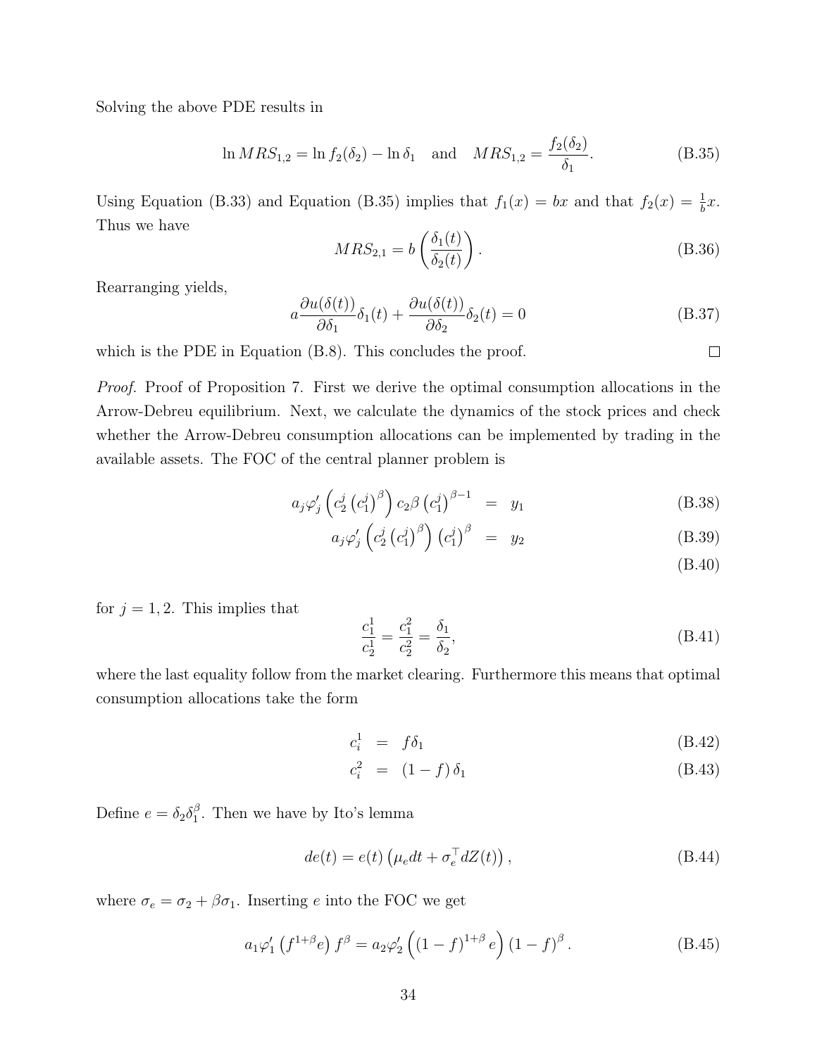Solving the above PDE results in

$$\ln MRS_{1,2} = \ln f_2(\delta_2) - \ln \delta_1 \quad \text{and} \quad MRS_{1,2} = \frac{f_2(\delta_2)}{\delta_1}. \tag{B.35}$$

Using Equation (B.33) and Equation (B.35) implies that $f_1(x) = bx$ and that $f_2(x) = \frac{1}{b}x$. Thus we have

$$MRS_{2,1} = b\left(\frac{\delta_1(t)}{\delta_2(t)}\right). \tag{B.36}$$

Rearranging yields,

$$a\frac{\partial u(\delta(t))}{\partial \delta_1}\delta_1(t) + \frac{\partial u(\delta(t))}{\partial \delta_2}\delta_2(t) = 0 \tag{B.37}$$

which is the PDE in Equation (B.8). This concludes the proof. □

*Proof.* Proof of Proposition 7. First we derive the optimal consumption allocations in the Arrow-Debreu equilibrium. Next, we calculate the dynamics of the stock prices and check whether the Arrow-Debreu consumption allocations can be implemented by trading in the available assets. The FOC of the central planner problem is

$$a_j\varphi_j'\left(c_2^j\left(c_1^j\right)^\beta\right)c_2\beta\left(c_1^j\right)^{\beta-1} = y_1 \tag{B.38}$$

$$a_j\varphi_j'\left(c_2^j\left(c_1^j\right)^\beta\right)\left(c_1^j\right)^\beta = y_2 \tag{B.39}$$

$$\tag{B.40}$$

for $j = 1, 2$. This implies that

$$\frac{c_1^1}{c_2^1} = \frac{c_1^2}{c_2^2} = \frac{\delta_1}{\delta_2}, \tag{B.41}$$

where the last equality follow from the market clearing. Furthermore this means that optimal consumption allocations take the form

$$c_i^1 = f\delta_1 \tag{B.42}$$

$$c_i^2 = (1-f)\,\delta_1 \tag{B.43}$$

Define $e = \delta_2\delta_1^\beta$. Then we have by Ito's lemma

$$de(t) = e(t)\left(\mu_e dt + \sigma_e^\top dZ(t)\right), \tag{B.44}$$

where $\sigma_e = \sigma_2 + \beta\sigma_1$. Inserting $e$ into the FOC we get

$$a_1\varphi_1'\left(f^{1+\beta}e\right)f^\beta = a_2\varphi_2'\left((1-f)^{1+\beta}e\right)(1-f)^\beta. \tag{B.45}$$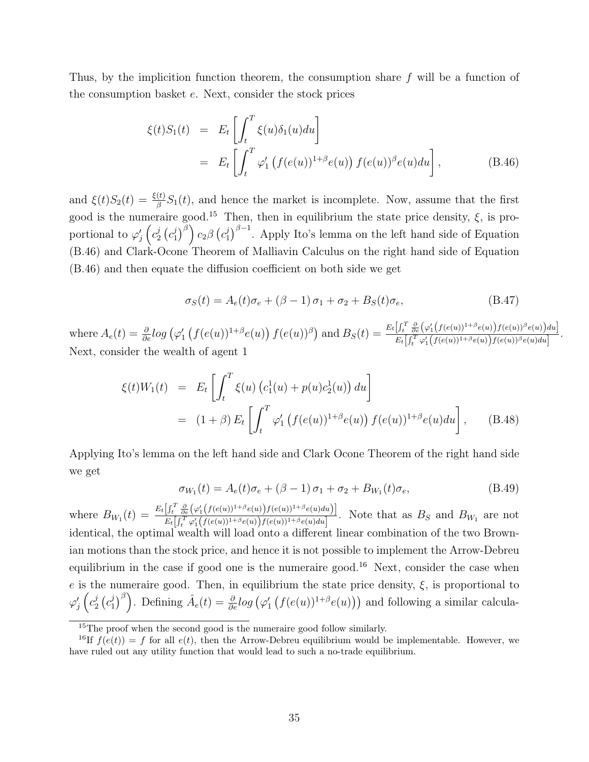Thus, by the implicition function theorem, the consumption share $f$ will be a function of the consumption basket $e$. Next, consider the stock prices

$$
\begin{aligned}
\xi(t)S_1(t) &= E_t\left[\int_t^T \xi(u)\delta_1(u)du\right] \\
&= E_t\left[\int_t^T \varphi_1'\left(f(e(u))^{1+\beta}e(u)\right)f(e(u))^{\beta}e(u)du\right],
\end{aligned}
\tag{B.46}
$$

and $\xi(t)S_2(t) = \frac{\xi(t)}{\beta}S_1(t)$, and hence the market is incomplete. Now, assume that the first good is the numeraire good.[15] Then, then in equilibrium the state price density, $\xi$, is proportional to $\varphi_j'\left(c_2^j\left(c_1^j\right)^{\beta}\right)c_2\beta\left(c_1^j\right)^{\beta-1}$. Apply Ito's lemma on the left hand side of Equation (B.46) and Clark-Ocone Theorem of Malliavin Calculus on the right hand side of Equation (B.46) and then equate the diffusion coefficient on both side we get

$$
\sigma_S(t) = A_e(t)\sigma_e + (\beta-1)\,\sigma_1 + \sigma_2 + B_S(t)\sigma_e,
\tag{B.47}
$$

where $A_e(t) = \frac{\partial}{\partial e}log\left(\varphi_1'\left(f(e(u))^{1+\beta}e(u)\right)f(e(u))^{\beta}\right)$ and $B_S(t) = \frac{E_t\left[\int_t^T \frac{\partial}{\partial e}\left(\varphi_1'\left(f(e(u))^{1+\beta}e(u)\right)f(e(u))^{\beta}e(u)\right)du\right]}{E_t\left[\int_t^T \varphi_1'\left(f(e(u))^{1+\beta}e(u)\right)f(e(u))^{\beta}e(u)du\right]}$. Next, consider the wealth of agent 1

$$
\begin{aligned}
\xi(t)W_1(t) &= E_t\left[\int_t^T \xi(u)\left(c_1^1(u) + p(u)c_2^1(u)\right)du\right] \\
&= (1+\beta)\,E_t\left[\int_t^T \varphi_1'\left(f(e(u))^{1+\beta}e(u)\right)f(e(u))^{1+\beta}e(u)du\right],
\end{aligned}
\tag{B.48}
$$

Applying Ito's lemma on the left hand side and Clark Ocone Theorem of the right hand side we get

$$
\sigma_{W_1}(t) = A_e(t)\sigma_e + (\beta-1)\,\sigma_1 + \sigma_2 + B_{W_1}(t)\sigma_e,
\tag{B.49}
$$

where $B_{W_1}(t) = \frac{E_t\left[\int_t^T \frac{\partial}{\partial e}\left(\varphi_1'\left(f(e(u))^{1+\beta}e(u)\right)f(e(u))^{1+\beta}e(u)du\right)\right]}{E_t\left[\int_t^T \varphi_1'\left(f(e(u))^{1+\beta}e(u)\right)f(e(u))^{1+\beta}e(u)du\right]}$. Note that as $B_S$ and $B_{W_1}$ are not identical, the optimal wealth will load onto a different linear combination of the two Brownian motions than the stock price, and hence it is not possible to implement the Arrow-Debreu equilibrium in the case if good one is the numeraire good.[16] Next, consider the case when $e$ is the numeraire good. Then, in equilibrium the state price density, $\xi$, is proportional to $\varphi_j'\left(c_2^j\left(c_1^j\right)^{\beta}\right)$. Defining $\hat{A}_e(t) = \frac{\partial}{\partial e}log\left(\varphi_1'\left(f(e(u))^{1+\beta}e(u)\right)\right)$ and following a similar calcula-

[15]The proof when the second good is the numeraire good follow similarly.

[16]If $f(e(t)) = f$ for all $e(t)$, then the Arrow-Debreu equilibrium would be implementable. However, we have ruled out any utility function that would lead to such a no-trade equilibrium.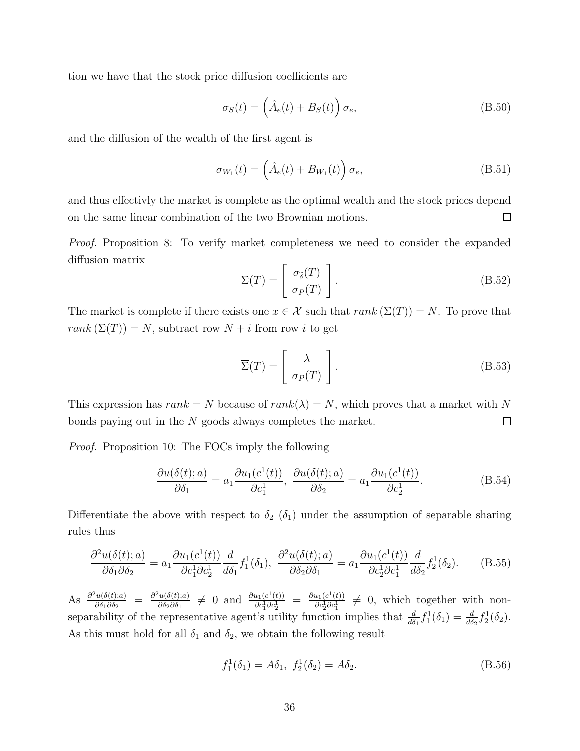tion we have that the stock price diffusion coefficients are

$$\sigma_S(t) = \left(\hat{A}_e(t) + B_S(t)\right)\sigma_e, \tag{B.50}$$

and the diffusion of the wealth of the first agent is

$$\sigma_{W_1}(t) = \left(\hat{A}_e(t) + B_{W_1}(t)\right)\sigma_e, \tag{B.51}$$

and thus effectivly the market is complete as the optimal wealth and the stock prices depend on the same linear combination of the two Brownian motions. □

*Proof.* Proposition 8: To verify market completeness we need to consider the expanded diffusion matrix

$$\Sigma(T) = \left[\begin{array}{c} \sigma_{\widetilde{\delta}}(T) \\ \sigma_P(T) \end{array}\right]. \tag{B.52}$$

The market is complete if there exists one $x \in \mathcal{X}$ such that $rank\left(\Sigma(T)\right) = N$. To prove that $rank\left(\Sigma(T)\right) = N$, subtract row $N+i$ from row $i$ to get

$$\overline{\Sigma}(T) = \left[\begin{array}{c} \lambda \\ \sigma_P(T) \end{array}\right]. \tag{B.53}$$

This expression has $rank = N$ because of $rank(\lambda) = N$, which proves that a market with $N$ bonds paying out in the $N$ goods always completes the market. □

*Proof.* Proposition 10: The FOCs imply the following

$$\frac{\partial u(\delta(t);a)}{\partial \delta_1} = a_1 \frac{\partial u_1(c^1(t))}{\partial c_1^1},\ \frac{\partial u(\delta(t);a)}{\partial \delta_2} = a_1 \frac{\partial u_1(c^1(t))}{\partial c_2^1}. \tag{B.54}$$

Differentiate the above with respect to $\delta_2$ ($\delta_1$) under the assumption of separable sharing rules thus

$$\frac{\partial^2 u(\delta(t);a)}{\partial \delta_1 \partial \delta_2} = a_1 \frac{\partial u_1(c^1(t))}{\partial c_1^1 \partial c_2^1}\frac{d}{d\delta_1} f_1^1(\delta_1),\ \frac{\partial^2 u(\delta(t);a)}{\partial \delta_2 \partial \delta_1} = a_1 \frac{\partial u_1(c^1(t))}{\partial c_2^1 \partial c_1^1}\frac{d}{d\delta_2} f_2^1(\delta_2). \tag{B.55}$$

As $\frac{\partial^2 u(\delta(t);a)}{\partial \delta_1 \partial \delta_2} = \frac{\partial^2 u(\delta(t);a)}{\partial \delta_2 \partial \delta_1} \neq 0$ and $\frac{\partial u_1(c^1(t))}{\partial c_1^1 \partial c_2^1} = \frac{\partial u_1(c^1(t))}{\partial c_2^1 \partial c_1^1} \neq 0$, which together with non-separability of the representative agent's utility function implies that $\frac{d}{d\delta_1} f_1^1(\delta_1) = \frac{d}{d\delta_2} f_2^1(\delta_2)$. As this must hold for all $\delta_1$ and $\delta_2$, we obtain the following result

$$f_1^1(\delta_1) = A\delta_1,\ f_2^1(\delta_2) = A\delta_2. \tag{B.56}$$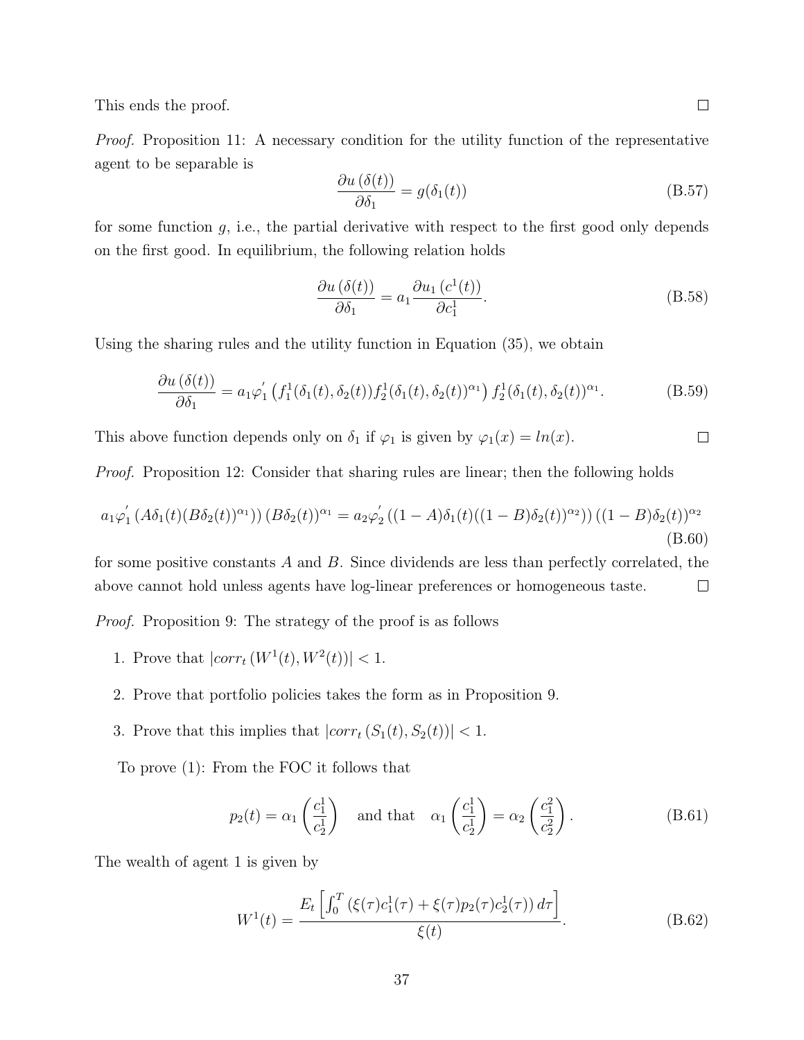This ends the proof. □

*Proof.* Proposition 11: A necessary condition for the utility function of the representative agent to be separable is

$$\frac{\partial u\left(\delta(t)\right)}{\partial \delta_1} = g(\delta_1(t)) \tag{B.57}$$

for some function $g$, i.e., the partial derivative with respect to the first good only depends on the first good. In equilibrium, the following relation holds

$$\frac{\partial u\left(\delta(t)\right)}{\partial \delta_1} = a_1 \frac{\partial u_1\left(c^1(t)\right)}{\partial c_1^1}. \tag{B.58}$$

Using the sharing rules and the utility function in Equation (35), we obtain

$$\frac{\partial u\left(\delta(t)\right)}{\partial \delta_1} = a_1 \varphi_1^{'}\left(f_1^1(\delta_1(t), \delta_2(t)) f_2^1(\delta_1(t), \delta_2(t))^{\alpha_1}\right) f_2^1(\delta_1(t), \delta_2(t))^{\alpha_1}. \tag{B.59}$$

This above function depends only on $\delta_1$ if $\varphi_1$ is given by $\varphi_1(x) = ln(x)$. □

*Proof.* Proposition 12: Consider that sharing rules are linear; then the following holds

$$a_1 \varphi_1^{'}\left(A\delta_1(t)(B\delta_2(t))^{\alpha_1}\right)(B\delta_2(t))^{\alpha_1} = a_2 \varphi_2^{'}\left((1-A)\delta_1(t)((1-B)\delta_2(t))^{\alpha_2}\right)((1-B)\delta_2(t))^{\alpha_2} \tag{B.60}$$

for some positive constants $A$ and $B$. Since dividends are less than perfectly correlated, the above cannot hold unless agents have log-linear preferences or homogeneous taste. □

*Proof.* Proposition 9: The strategy of the proof is as follows

1. Prove that $|corr_t\left(W^1(t), W^2(t)\right)| < 1$.
2. Prove that portfolio policies takes the form as in Proposition 9.
3. Prove that this implies that $|corr_t\left(S_1(t), S_2(t)\right)| < 1$.

To prove (1): From the FOC it follows that

$$p_2(t) = \alpha_1 \left(\frac{c_1^1}{c_2^1}\right) \quad \text{and that} \quad \alpha_1 \left(\frac{c_1^1}{c_2^1}\right) = \alpha_2 \left(\frac{c_1^2}{c_2^2}\right). \tag{B.61}$$

The wealth of agent 1 is given by

$$W^1(t) = \frac{E_t\left[\int_0^T \left(\xi(\tau)c_1^1(\tau) + \xi(\tau)p_2(\tau)c_2^1(\tau)\right)d\tau\right]}{\xi(t)}. \tag{B.62}$$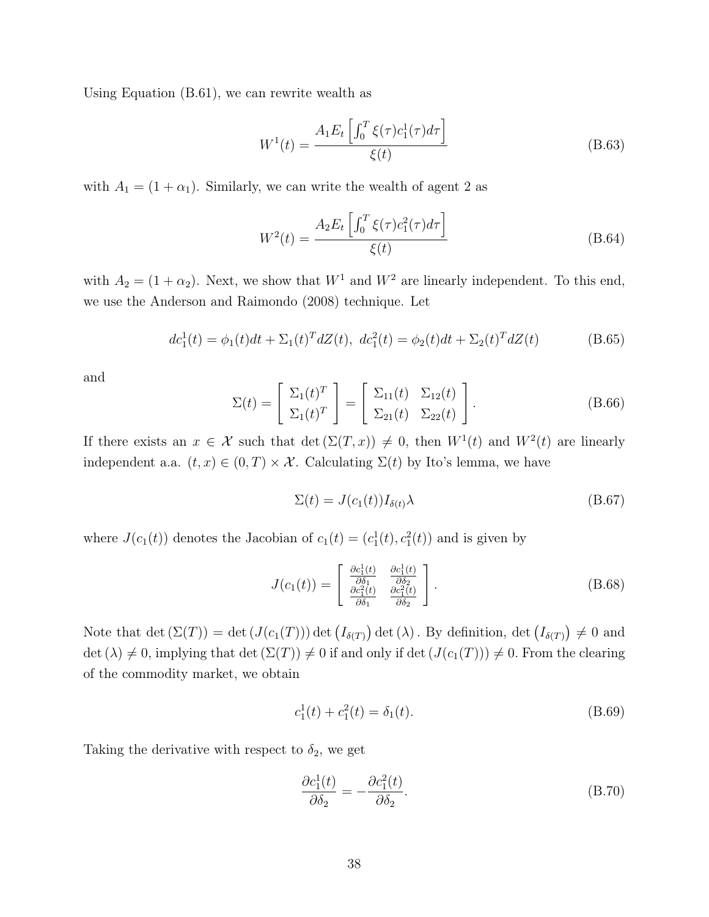Using Equation (B.61), we can rewrite wealth as

$$W^1(t) = \frac{A_1 E_t \left[ \int_0^T \xi(\tau) c_1^1(\tau) d\tau \right]}{\xi(t)} \tag{B.63}$$

with $A_1 = (1 + \alpha_1)$. Similarly, we can write the wealth of agent 2 as

$$W^2(t) = \frac{A_2 E_t \left[ \int_0^T \xi(\tau) c_1^2(\tau) d\tau \right]}{\xi(t)} \tag{B.64}$$

with $A_2 = (1 + \alpha_2)$. Next, we show that $W^1$ and $W^2$ are linearly independent. To this end, we use the Anderson and Raimondo (2008) technique. Let

$$dc_1^1(t) = \phi_1(t)dt + \Sigma_1(t)^T dZ(t), \; dc_1^2(t) = \phi_2(t)dt + \Sigma_2(t)^T dZ(t) \tag{B.65}$$

and

$$\Sigma(t) = \begin{bmatrix} \Sigma_1(t)^T \\ \Sigma_1(t)^T \end{bmatrix} = \begin{bmatrix} \Sigma_{11}(t) & \Sigma_{12}(t) \\ \Sigma_{21}(t) & \Sigma_{22}(t) \end{bmatrix}. \tag{B.66}$$

If there exists an $x \in \mathcal{X}$ such that $\det(\Sigma(T, x)) \neq 0$, then $W^1(t)$ and $W^2(t)$ are linearly independent a.a. $(t, x) \in (0, T) \times \mathcal{X}$. Calculating $\Sigma(t)$ by Ito's lemma, we have

$$\Sigma(t) = J(c_1(t)) I_{\delta(t)} \lambda \tag{B.67}$$

where $J(c_1(t))$ denotes the Jacobian of $c_1(t) = (c_1^1(t), c_1^2(t))$ and is given by

$$J(c_1(t)) = \begin{bmatrix} \frac{\partial c_1^1(t)}{\partial \delta_1} & \frac{\partial c_1^1(t)}{\partial \delta_2} \\ \frac{\partial c_1^2(t)}{\partial \delta_1} & \frac{\partial c_1^2(t)}{\partial \delta_2} \end{bmatrix}. \tag{B.68}$$

Note that $\det(\Sigma(T)) = \det(J(c_1(T))) \det(I_{\delta(T)}) \det(\lambda)$. By definition, $\det(I_{\delta(T)}) \neq 0$ and $\det(\lambda) \neq 0$, implying that $\det(\Sigma(T)) \neq 0$ if and only if $\det(J(c_1(T))) \neq 0$. From the clearing of the commodity market, we obtain

$$c_1^1(t) + c_1^2(t) = \delta_1(t). \tag{B.69}$$

Taking the derivative with respect to $\delta_2$, we get

$$\frac{\partial c_1^1(t)}{\partial \delta_2} = -\frac{\partial c_1^2(t)}{\partial \delta_2}. \tag{B.70}$$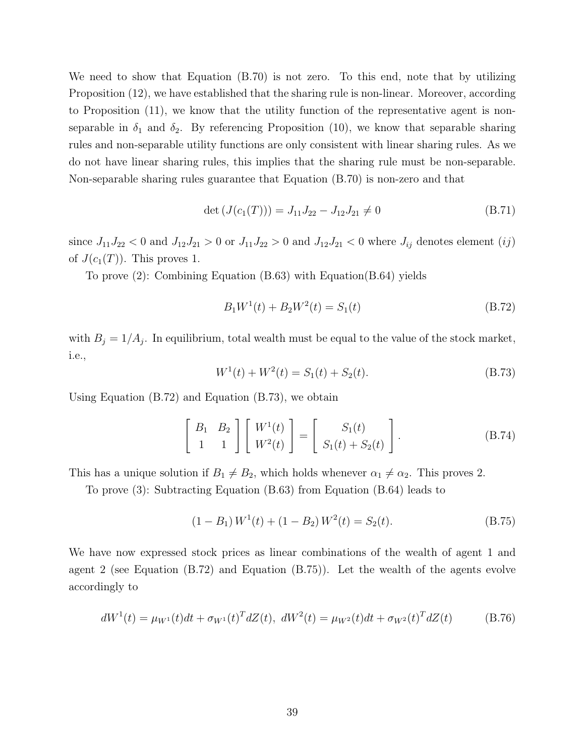We need to show that Equation (B.70) is not zero. To this end, note that by utilizing Proposition (12), we have established that the sharing rule is non-linear. Moreover, according to Proposition (11), we know that the utility function of the representative agent is non-separable in $\delta_1$ and $\delta_2$. By referencing Proposition (10), we know that separable sharing rules and non-separable utility functions are only consistent with linear sharing rules. As we do not have linear sharing rules, this implies that the sharing rule must be non-separable. Non-separable sharing rules guarantee that Equation (B.70) is non-zero and that

$$\det\left(J(c_1(T))\right) = J_{11}J_{22} - J_{12}J_{21} \neq 0 \tag{B.71}$$

since $J_{11}J_{22} < 0$ and $J_{12}J_{21} > 0$ or $J_{11}J_{22} > 0$ and $J_{12}J_{21} < 0$ where $J_{ij}$ denotes element $(ij)$ of $J(c_1(T))$. This proves 1.

To prove (2): Combining Equation (B.63) with Equation(B.64) yields

$$B_1 W^1(t) + B_2 W^2(t) = S_1(t) \tag{B.72}$$

with $B_j = 1/A_j$. In equilibrium, total wealth must be equal to the value of the stock market, i.e.,

$$W^1(t) + W^2(t) = S_1(t) + S_2(t). \tag{B.73}$$

Using Equation (B.72) and Equation (B.73), we obtain

$$\begin{bmatrix} B_1 & B_2 \\ 1 & 1 \end{bmatrix} \begin{bmatrix} W^1(t) \\ W^2(t) \end{bmatrix} = \begin{bmatrix} S_1(t) \\ S_1(t) + S_2(t) \end{bmatrix}. \tag{B.74}$$

This has a unique solution if $B_1 \neq B_2$, which holds whenever $\alpha_1 \neq \alpha_2$. This proves 2.

To prove (3): Subtracting Equation (B.63) from Equation (B.64) leads to

$$\left(1 - B_1\right) W^1(t) + \left(1 - B_2\right) W^2(t) = S_2(t). \tag{B.75}$$

We have now expressed stock prices as linear combinations of the wealth of agent 1 and agent 2 (see Equation (B.72) and Equation (B.75)). Let the wealth of the agents evolve accordingly to

$$dW^1(t) = \mu_{W^1}(t)dt + \sigma_{W^1}(t)^T dZ(t),\ dW^2(t) = \mu_{W^2}(t)dt + \sigma_{W^2}(t)^T dZ(t) \tag{B.76}$$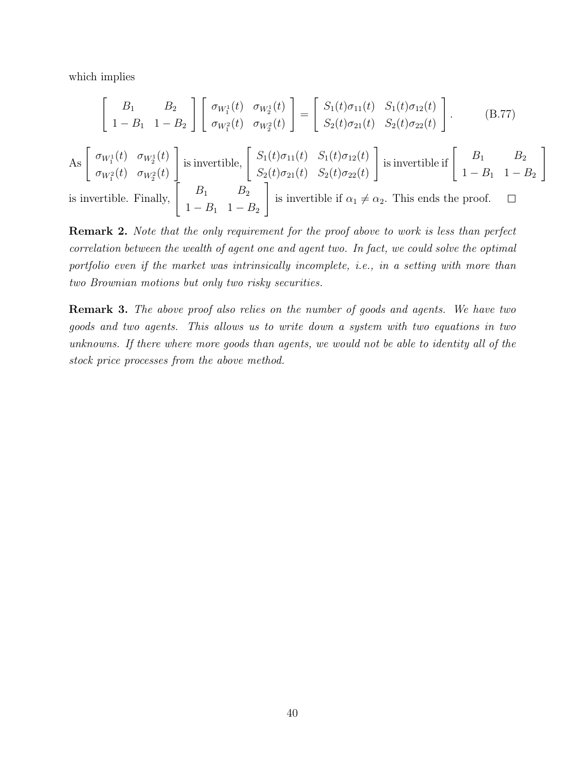which implies

$$
\begin{bmatrix} B_1 & B_2 \\ 1 - B_1 & 1 - B_2 \end{bmatrix} \begin{bmatrix} \sigma_{W_1^1}(t) & \sigma_{W_2^1}(t) \\ \sigma_{W_1^2}(t) & \sigma_{W_2^2}(t) \end{bmatrix} = \begin{bmatrix} S_1(t)\sigma_{11}(t) & S_1(t)\sigma_{12}(t) \\ S_2(t)\sigma_{21}(t) & S_2(t)\sigma_{22}(t) \end{bmatrix}. \tag{B.77}
$$

As $\begin{bmatrix} \sigma_{W_1^1}(t) & \sigma_{W_2^1}(t) \\ \sigma_{W_1^2}(t) & \sigma_{W_2^2}(t) \end{bmatrix}$ is invertible, $\begin{bmatrix} S_1(t)\sigma_{11}(t) & S_1(t)\sigma_{12}(t) \\ S_2(t)\sigma_{21}(t) & S_2(t)\sigma_{22}(t) \end{bmatrix}$ is invertible if $\begin{bmatrix} B_1 & B_2 \\ 1 - B_1 & 1 - B_2 \end{bmatrix}$ is invertible. Finally, $\begin{bmatrix} B_1 & B_2 \\ 1 - B_1 & 1 - B_2 \end{bmatrix}$ is invertible if $\alpha_1 \neq \alpha_2$. This ends the proof. □

**Remark 2.** *Note that the only requirement for the proof above to work is less than perfect correlation between the wealth of agent one and agent two. In fact, we could solve the optimal portfolio even if the market was intrinsically incomplete, i.e., in a setting with more than two Brownian motions but only two risky securities.*

**Remark 3.** *The above proof also relies on the number of goods and agents. We have two goods and two agents. This allows us to write down a system with two equations in two unknowns. If there where more goods than agents, we would not be able to identity all of the stock price processes from the above method.*